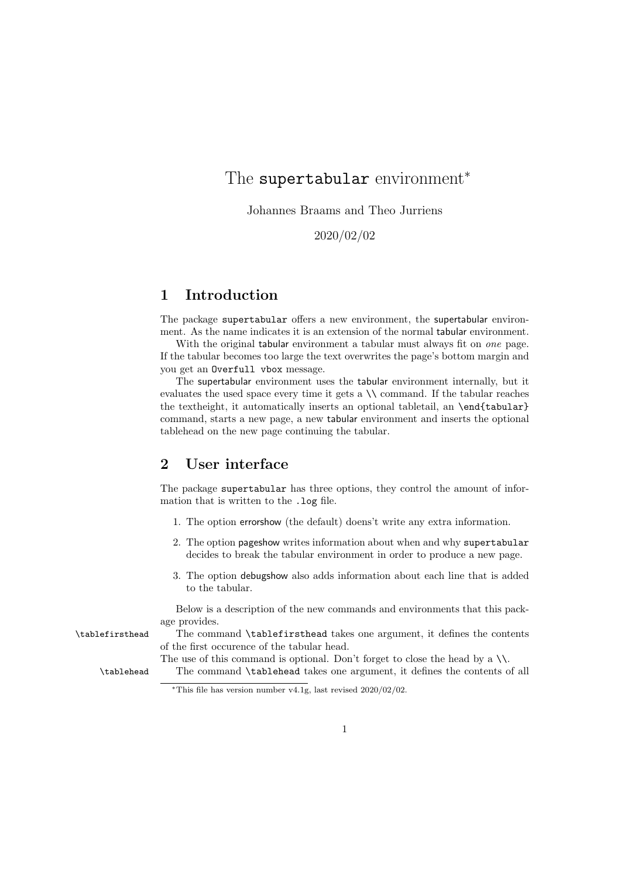# The `supertabular` environment*

Johannes Braams and Theo Jurriens

2020/02/02

## 1 Introduction

The package `supertabular` offers a new environment, the supertabular environment. As the name indicates it is an extension of the normal tabular environment.

With the original tabular environment a tabular must always fit on *one* page. If the tabular becomes too large the text overwrites the page's bottom margin and you get an `Overfull vbox` message.

The supertabular environment uses the tabular environment internally, but it evaluates the used space every time it gets a `\\` command. If the tabular reaches the textheight, it automatically inserts an optional tabletail, an `\end{tabular}` command, starts a new page, a new tabular environment and inserts the optional tablehead on the new page continuing the tabular.

## 2 User interface

The package `supertabular` has three options, they control the amount of information that is written to the `.log` file.

1. The option errorshow (the default) doens't write any extra information.
2. The option pageshow writes information about when and why `supertabular` decides to break the tabular environment in order to produce a new page.
3. The option debugshow also adds information about each line that is added to the tabular.

Below is a description of the new commands and environments that this package provides.

`\tablefirsthead` The command `\tablefirsthead` takes one argument, it defines the contents of the first occurence of the tabular head.
The use of this command is optional. Don't forget to close the head by a `\\`.

`\tablehead` The command `\tablehead` takes one argument, it defines the contents of all

---

*This file has version number v4.1g, last revised 2020/02/02.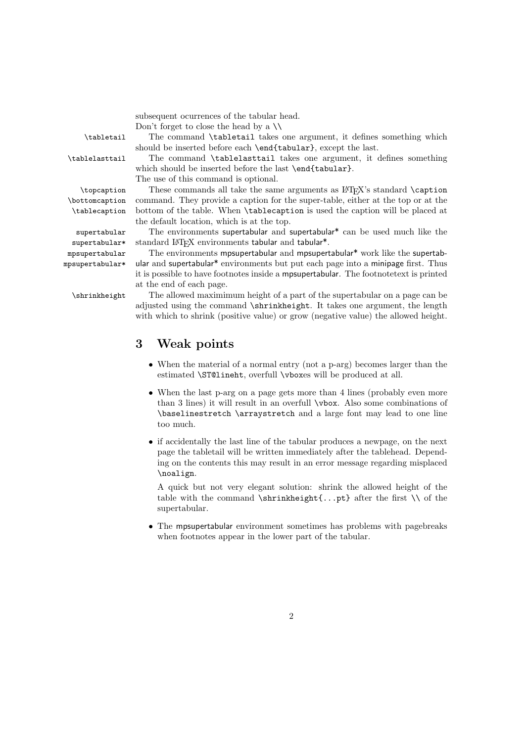subsequent ocurrences of the tabular head.
Don't forget to close the head by a `\\`

`\tabletail` The command `\tabletail` takes one argument, it defines something which should be inserted before each `\end{tabular}`, except the last.

`\tablelasttail` The command `\tablelasttail` takes one argument, it defines something which should be inserted before the last `\end{tabular}`.
The use of this command is optional.

`\topcaption` `\bottomcaption` `\tablecaption` These commands all take the same arguments as LaTeX's standard `\caption` command. They provide a caption for the super-table, either at the top or at the bottom of the table. When `\tablecaption` is used the caption will be placed at the default location, which is at the top.

supertabular supertabular* The environments supertabular and supertabular* can be used much like the standard LaTeX environments tabular and tabular*.

mpsupertabular mpsupertabular* The environments mpsupertabular and mpsupertabular* work like the supertabular and supertabular* environments but put each page into a minipage first. Thus it is possible to have footnotes inside a mpsupertabular. The footnotetext is printed at the end of each page.

`\shrinkheight` The allowed maximimum height of a part of the supertabular on a page can be adjusted using the command `\shrinkheight`. It takes one argument, the length with which to shrink (positive value) or grow (negative value) the allowed height.

## 3 Weak points

- When the material of a normal entry (not a p-arg) becomes larger than the estimated `\ST@lineht`, overfull `\vbox`es will be produced at all.
- When the last p-arg on a page gets more than 4 lines (probably even more than 3 lines) it will result in an overfull `\vbox`. Also some combinations of `\baselinestretch \arraystretch` and a large font may lead to one line too much.
- if accidentally the last line of the tabular produces a newpage, on the next page the tabletail will be written immediately after the tablehead. Depending on the contents this may result in an error message regarding misplaced `\noalign`.

  A quick but not very elegant solution: shrink the allowed height of the table with the command `\shrinkheight{...pt}` after the first `\\` of the supertabular.
- The mpsupertabular environment sometimes has problems with pagebreaks when footnotes appear in the lower part of the tabular.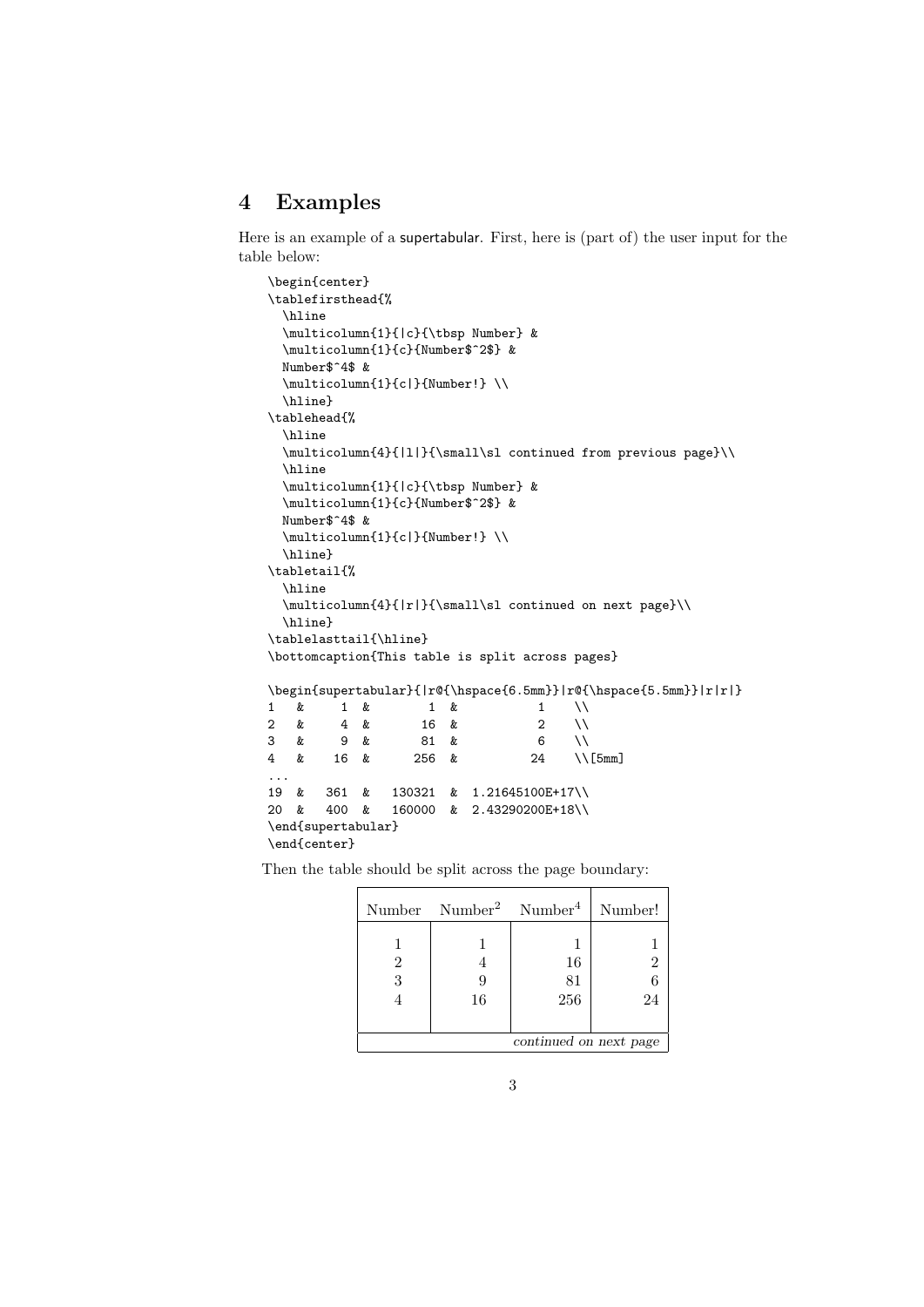## 4 Examples

Here is an example of a supertabular. First, here is (part of) the user input for the table below:

```
\begin{center}
\tablefirsthead{%
  \hline
  \multicolumn{1}{|c}{\tbsp Number} &
  \multicolumn{1}{c}{Number$^2$} &
  Number$^4$ &
  \multicolumn{1}{c|}{Number!} \\
  \hline}
\tablehead{%
  \hline
  \multicolumn{4}{|l|}{\small\sl continued from previous page}\\
  \hline
  \multicolumn{1}{|c}{\tbsp Number} &
  \multicolumn{1}{c}{Number$^2$} &
  Number$^4$ &
  \multicolumn{1}{c|}{Number!} \\
  \hline}
\tabletail{%
  \hline
  \multicolumn{4}{|r|}{\small\sl continued on next page}\\
  \hline}
\tablelasttail{\hline}
\bottomcaption{This table is split across pages}

\begin{supertabular}{|r@{\hspace{6.5mm}}|r@{\hspace{5.5mm}}|r|r|}
1   &     1  &        1  &           1    \\
2   &     4  &       16  &           2    \\
3   &     9  &       81  &           6    \\
4   &    16  &      256  &          24    \\[5mm]
...
19  &   361  &   130321  &  1.21645100E+17\\
20  &   400  &   160000  &  2.43290200E+18\\
\end{supertabular}
\end{center}
```

Then the table should be split across the page boundary:

| Number | Number$^2$ | Number$^4$ | Number! |
|---|---|---|---|
| 1 | 1 | 1 | 1 |
| 2 | 4 | 16 | 2 |
| 3 | 9 | 81 | 6 |
| 4 | 16 | 256 | 24 |
| | | | *continued on next page* |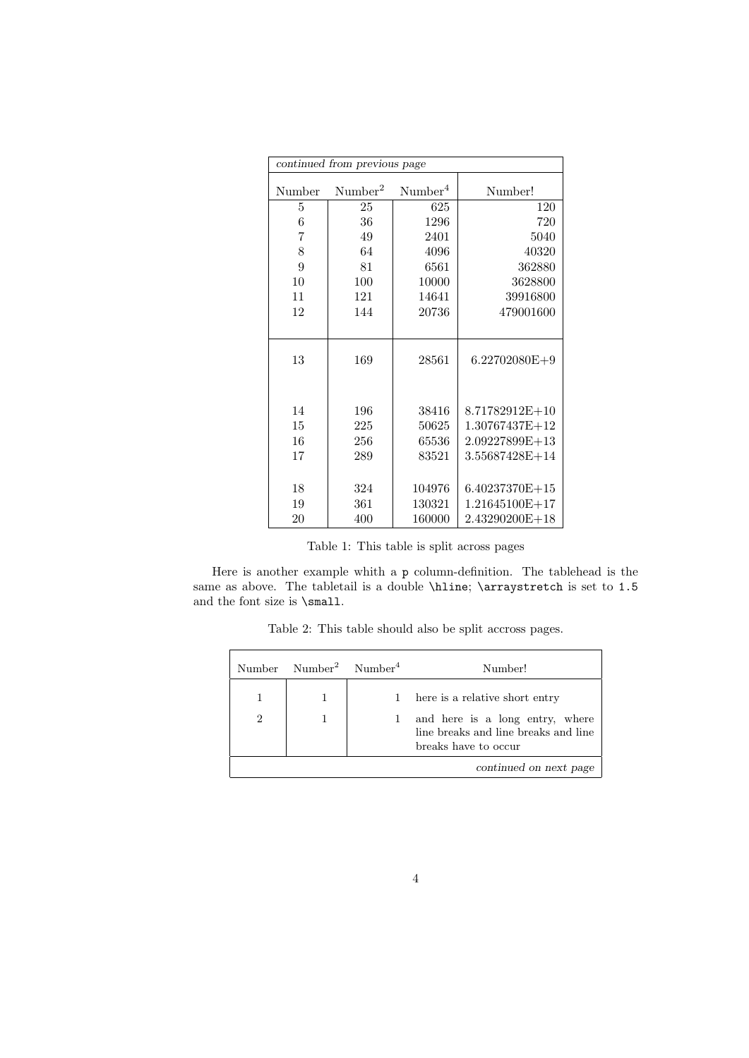| *continued from previous page* | | | |
|---|---|---|---|
| Number | $\text{Number}^2$ | $\text{Number}^4$ | Number! |
| 5 | 25 | 625 | 120 |
| 6 | 36 | 1296 | 720 |
| 7 | 49 | 2401 | 5040 |
| 8 | 64 | 4096 | 40320 |
| 9 | 81 | 6561 | 362880 |
| 10 | 100 | 10000 | 3628800 |
| 11 | 121 | 14641 | 39916800 |
| 12 | 144 | 20736 | 479001600 |
| 13 | 169 | 28561 | 6.22702080E+9 |
| 14 | 196 | 38416 | 8.71782912E+10 |
| 15 | 225 | 50625 | 1.30767437E+12 |
| 16 | 256 | 65536 | 2.09227899E+13 |
| 17 | 289 | 83521 | 3.55687428E+14 |
| 18 | 324 | 104976 | 6.40237370E+15 |
| 19 | 361 | 130321 | 1.21645100E+17 |
| 20 | 400 | 160000 | 2.43290200E+18 |

Table 1: This table is split across pages

Here is another example whith a `p` column-definition. The tablehead is the same as above. The tabletail is a double `\hline`; `\arraystretch` is set to `1.5` and the font size is `\small`.

Table 2: This table should also be split accross pages.

| Number | $\text{Number}^2$ | $\text{Number}^4$ | Number! |
|---|---|---|---|
| 1 | 1 | 1 | here is a relative short entry |
| 2 | 1 | 1 | and here is a long entry, where line breaks and line breaks and line breaks have to occur |
| | | | *continued on next page* |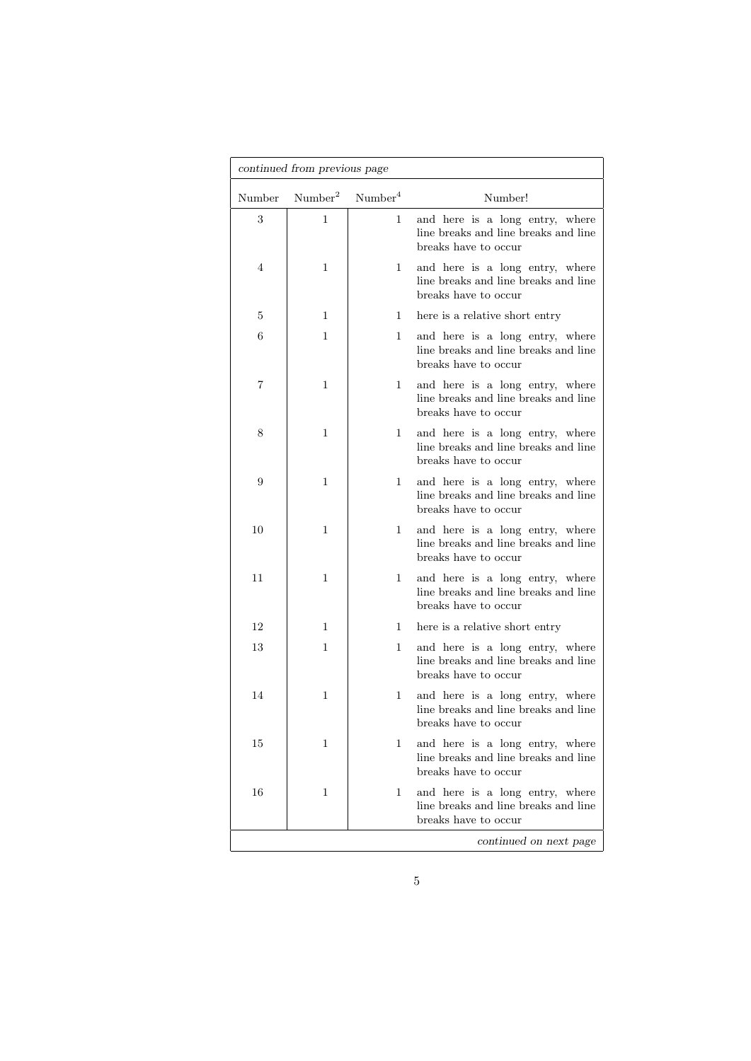*continued from previous page*

| Number | $\text{Number}^2$ | $\text{Number}^4$ | Number! |
|---|---|---|---|
| 3 | 1 | 1 | and here is a long entry, where line breaks and line breaks and line breaks have to occur |
| 4 | 1 | 1 | and here is a long entry, where line breaks and line breaks and line breaks have to occur |
| 5 | 1 | 1 | here is a relative short entry |
| 6 | 1 | 1 | and here is a long entry, where line breaks and line breaks and line breaks have to occur |
| 7 | 1 | 1 | and here is a long entry, where line breaks and line breaks and line breaks have to occur |
| 8 | 1 | 1 | and here is a long entry, where line breaks and line breaks and line breaks have to occur |
| 9 | 1 | 1 | and here is a long entry, where line breaks and line breaks and line breaks have to occur |
| 10 | 1 | 1 | and here is a long entry, where line breaks and line breaks and line breaks have to occur |
| 11 | 1 | 1 | and here is a long entry, where line breaks and line breaks and line breaks have to occur |
| 12 | 1 | 1 | here is a relative short entry |
| 13 | 1 | 1 | and here is a long entry, where line breaks and line breaks and line breaks have to occur |
| 14 | 1 | 1 | and here is a long entry, where line breaks and line breaks and line breaks have to occur |
| 15 | 1 | 1 | and here is a long entry, where line breaks and line breaks and line breaks have to occur |
| 16 | 1 | 1 | and here is a long entry, where line breaks and line breaks and line breaks have to occur |

*continued on next page*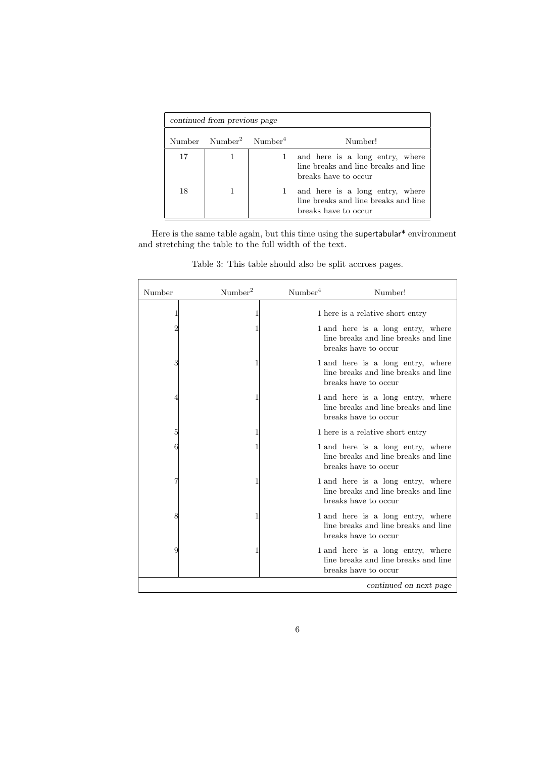| *continued from previous page* | | | |
|---|---|---|---|
| Number | $\text{Number}^2$ | $\text{Number}^4$ | Number! |
| 17 | 1 | 1 | and here is a long entry, where line breaks and line breaks and line breaks have to occur |
| 18 | 1 | 1 | and here is a long entry, where line breaks and line breaks and line breaks have to occur |

Here is the same table again, but this time using the supertabular* environment and stretching the table to the full width of the text.

Table 3: This table should also be split accross pages.

| Number | $\text{Number}^2$ | $\text{Number}^4$ | Number! |
|---|---|---|---|
| 1 | 1 | 1 | here is a relative short entry |
| 2 | 1 | 1 | and here is a long entry, where line breaks and line breaks and line breaks have to occur |
| 3 | 1 | 1 | and here is a long entry, where line breaks and line breaks and line breaks have to occur |
| 4 | 1 | 1 | and here is a long entry, where line breaks and line breaks and line breaks have to occur |
| 5 | 1 | 1 | here is a relative short entry |
| 6 | 1 | 1 | and here is a long entry, where line breaks and line breaks and line breaks have to occur |
| 7 | 1 | 1 | and here is a long entry, where line breaks and line breaks and line breaks have to occur |
| 8 | 1 | 1 | and here is a long entry, where line breaks and line breaks and line breaks have to occur |
| 9 | 1 | 1 | and here is a long entry, where line breaks and line breaks and line breaks have to occur |
| | | | *continued on next page* |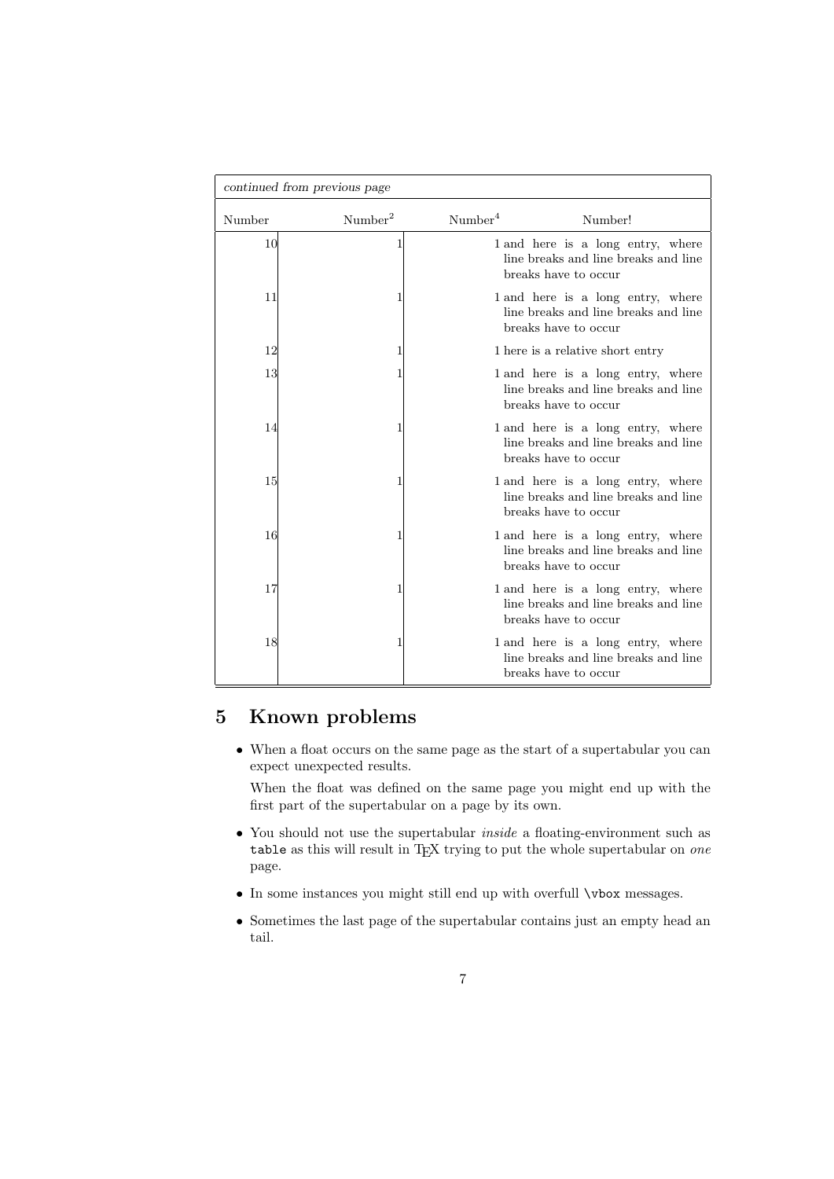| *continued from previous page* | | | |
|---|---|---|---|
| Number | Number$^2$ | Number$^4$ | Number! |
| 10 | 1 | 1 | and here is a long entry, where line breaks and line breaks and line breaks have to occur |
| 11 | 1 | 1 | and here is a long entry, where line breaks and line breaks and line breaks have to occur |
| 12 | 1 | 1 | here is a relative short entry |
| 13 | 1 | 1 | and here is a long entry, where line breaks and line breaks and line breaks have to occur |
| 14 | 1 | 1 | and here is a long entry, where line breaks and line breaks and line breaks have to occur |
| 15 | 1 | 1 | and here is a long entry, where line breaks and line breaks and line breaks have to occur |
| 16 | 1 | 1 | and here is a long entry, where line breaks and line breaks and line breaks have to occur |
| 17 | 1 | 1 | and here is a long entry, where line breaks and line breaks and line breaks have to occur |
| 18 | 1 | 1 | and here is a long entry, where line breaks and line breaks and line breaks have to occur |

# 5 Known problems

- When a float occurs on the same page as the start of a supertabular you can expect unexpected results.

  When the float was defined on the same page you might end up with the first part of the supertabular on a page by its own.

- You should not use the supertabular *inside* a floating-environment such as `table` as this will result in TEX trying to put the whole supertabular on *one* page.

- In some instances you might still end up with overfull `\vbox` messages.

- Sometimes the last page of the supertabular contains just an empty head an tail.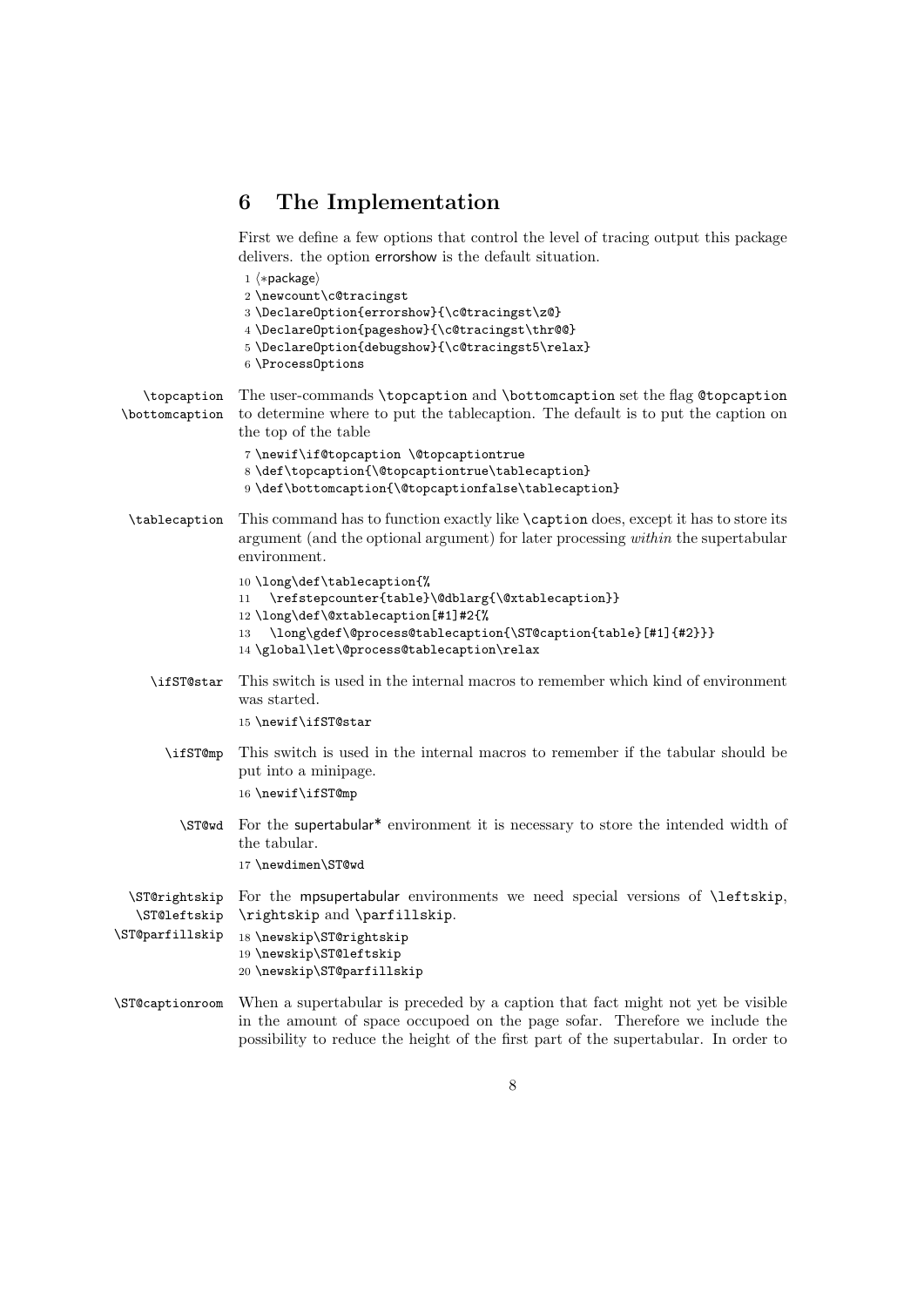## 6 The Implementation

First we define a few options that control the level of tracing output this package delivers. the option errorshow is the default situation.

```
1 ⟨*package⟩
2 \newcount\c@tracingst
3 \DeclareOption{errorshow}{\c@tracingst\z@}
4 \DeclareOption{pageshow}{\c@tracingst\thr@@}
5 \DeclareOption{debugshow}{\c@tracingst5\relax}
6 \ProcessOptions
```

`\topcaption` `\bottomcaption` The user-commands `\topcaption` and `\bottomcaption` set the flag `@topcaption` to determine where to put the tablecaption. The default is to put the caption on the top of the table

```
7 \newif\if@topcaption \@topcaptiontrue
8 \def\topcaption{\@topcaptiontrue\tablecaption}
9 \def\bottomcaption{\@topcaptionfalse\tablecaption}
```

`\tablecaption` This command has to function exactly like `\caption` does, except it has to store its argument (and the optional argument) for later processing *within* the supertabular environment.

```
10 \long\def\tablecaption{%
11   \refstepcounter{table}\@dblarg{\@xtablecaption}}
12 \long\def\@xtablecaption[#1]#2{%
13   \long\gdef\@process@tablecaption{\ST@caption{table}[#1]{#2}}}
14 \global\let\@process@tablecaption\relax
```

`\ifST@star` This switch is used in the internal macros to remember which kind of environment was started.

```
15 \newif\ifST@star
```

`\ifST@mp` This switch is used in the internal macros to remember if the tabular should be put into a minipage.

```
16 \newif\ifST@mp
```

`\ST@wd` For the supertabular* environment it is necessary to store the intended width of the tabular.

```
17 \newdimen\ST@wd
```

`\ST@rightskip` `\ST@leftskip` `\ST@parfillskip` For the mpsupertabular environments we need special versions of `\leftskip`, `\rightskip` and `\parfillskip`.

```
18 \newskip\ST@rightskip
19 \newskip\ST@leftskip
20 \newskip\ST@parfillskip
```

`\ST@captionroom` When a supertabular is preceded by a caption that fact might not yet be visible in the amount of space occupoed on the page sofar. Therefore we include the possibility to reduce the height of the first part of the supertabular. In order to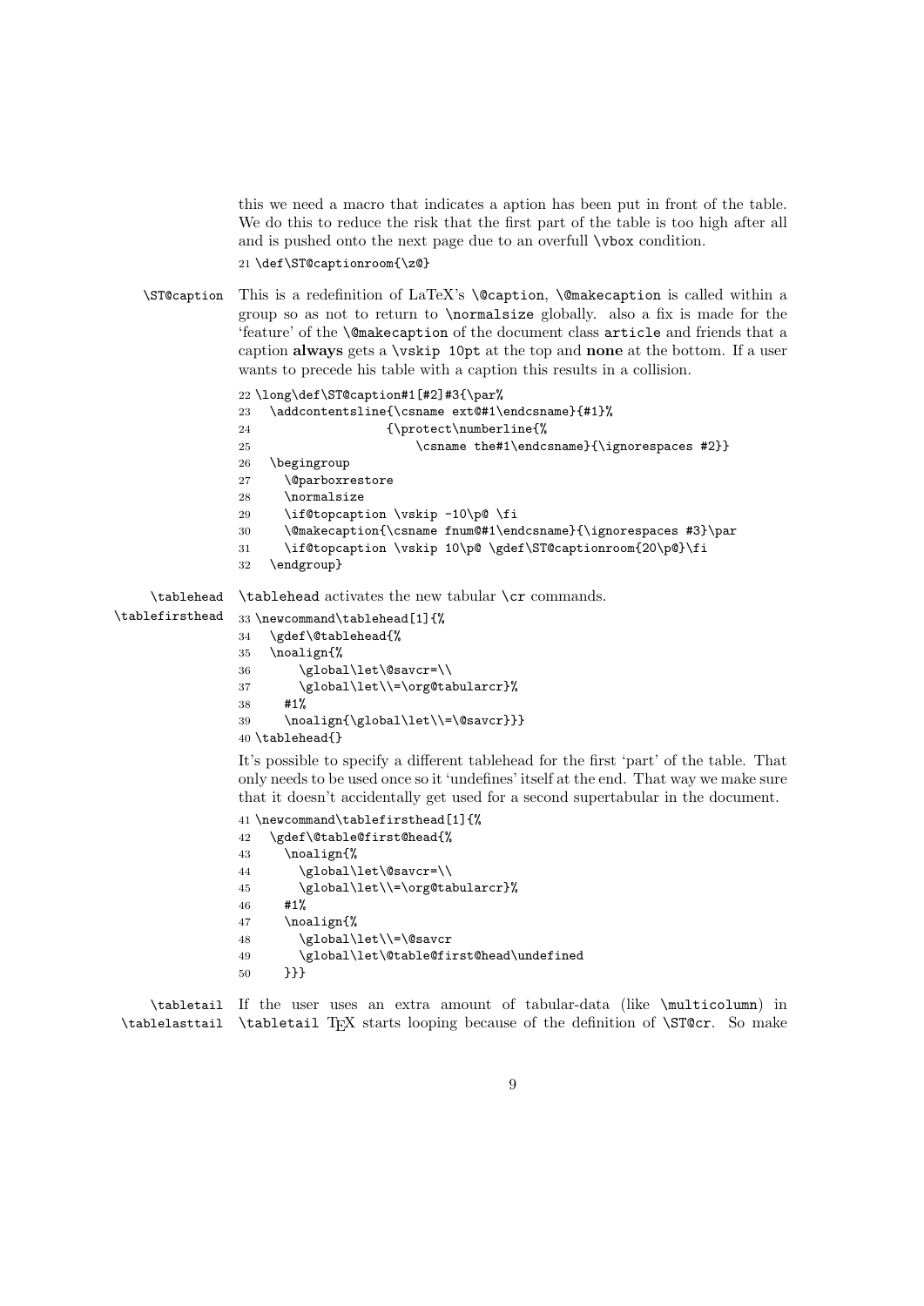this we need a macro that indicates a aption has been put in front of the table. We do this to reduce the risk that the first part of the table is too high after all and is pushed onto the next page due to an overfull `\vbox` condition.

```
21 \def\ST@captionroom{\z@}
```

`\ST@caption` This is a redefinition of LaTeX's `\@caption`, `\@makecaption` is called within a group so as not to return to `\normalsize` globally. also a fix is made for the 'feature' of the `\@makecaption` of the document class `article` and friends that a caption **always** gets a `\vskip 10pt` at the top and **none** at the bottom. If a user wants to precede his table with a caption this results in a collision.

```
22 \long\def\ST@caption#1[#2]#3{\par%
23   \addcontentsline{\csname ext@#1\endcsname}{#1}%
24                   {\protect\numberline{%
25                        \csname the#1\endcsname}{\ignorespaces #2}}
26   \begingroup
27     \@parboxrestore
28     \normalsize
29     \if@topcaption \vskip -10\p@ \fi
30     \@makecaption{\csname fnum@#1\endcsname}{\ignorespaces #3}\par
31     \if@topcaption \vskip 10\p@ \gdef\ST@captionroom{20\p@}\fi
32   \endgroup}
```

`\tablehead` `\tablefirsthead` `\tablehead` activates the new tabular `\cr` commands.

```
33 \newcommand\tablehead[1]{%
34   \gdef\@tablehead{%
35   \noalign{%
36       \global\let\@savcr=\\
37       \global\let\\=\org@tabularcr}%
38     #1%
39     \noalign{\global\let\\=\@savcr}}}
40 \tablehead{}
```

It's possible to specify a different tablehead for the first 'part' of the table. That only needs to be used once so it 'undefines' itself at the end. That way we make sure that it doesn't accidentally get used for a second supertabular in the document.

```
41 \newcommand\tablefirsthead[1]{%
42   \gdef\@table@first@head{%
43     \noalign{%
44       \global\let\@savcr=\\
45       \global\let\\=\org@tabularcr}%
46     #1%
47     \noalign{%
48       \global\let\\=\@savcr
49       \global\let\@table@first@head\undefined
50     }}}
```

`\tabletail` `\tablelasttail` If the user uses an extra amount of tabular-data (like `\multicolumn`) in `\tabletail` TEX starts looping because of the definition of `\ST@cr`. So make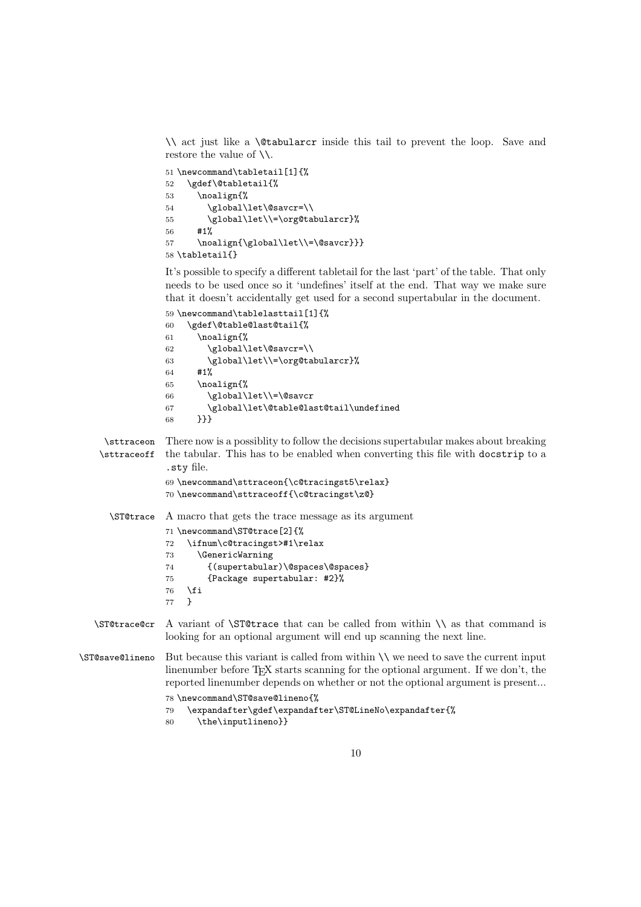\\ act just like a \@tabularcr inside this tail to prevent the loop. Save and restore the value of \\.

```
51 \newcommand\tabletail[1]{%
52   \gdef\@tabletail{%
53     \noalign{%
54       \global\let\@savcr=\\
55       \global\let\\=\org@tabularcr}%
56     #1%
57     \noalign{\global\let\\=\@savcr}}}
58 \tabletail{}
```

It's possible to specify a different tabletail for the last 'part' of the table. That only needs to be used once so it 'undefines' itself at the end. That way we make sure that it doesn't accidentally get used for a second supertabular in the document.

```
59 \newcommand\tablelasttail[1]{%
60   \gdef\@table@last@tail{%
61     \noalign{%
62       \global\let\@savcr=\\
63       \global\let\\=\org@tabularcr}%
64     #1%
65     \noalign{%
66       \global\let\\=\@savcr
67       \global\let\@table@last@tail\undefined
68     }}}
```

\sttraceon \sttraceoff There now is a possiblity to follow the decisions supertabular makes about breaking the tabular. This has to be enabled when converting this file with docstrip to a .sty file.

```
69 \newcommand\sttraceon{\c@tracingst5\relax}
70 \newcommand\sttraceoff{\c@tracingst\z@}
```

\ST@trace A macro that gets the trace message as its argument

```
71 \newcommand\ST@trace[2]{%
72   \ifnum\c@tracingst>#1\relax
73     \GenericWarning
74       {(supertabular)\@spaces\@spaces}
75       {Package supertabular: #2}%
76   \fi
77   }
```

\ST@trace@cr A variant of \ST@trace that can be called from within \\ as that command is looking for an optional argument will end up scanning the next line.

\ST@save@lineno But because this variant is called from within \\ we need to save the current input linenumber before TEX starts scanning for the optional argument. If we don't, the reported linenumber depends on whether or not the optional argument is present...

```
78 \newcommand\ST@save@lineno{%
79   \expandafter\gdef\expandafter\ST@LineNo\expandafter{%
80     \the\inputlineno}}
```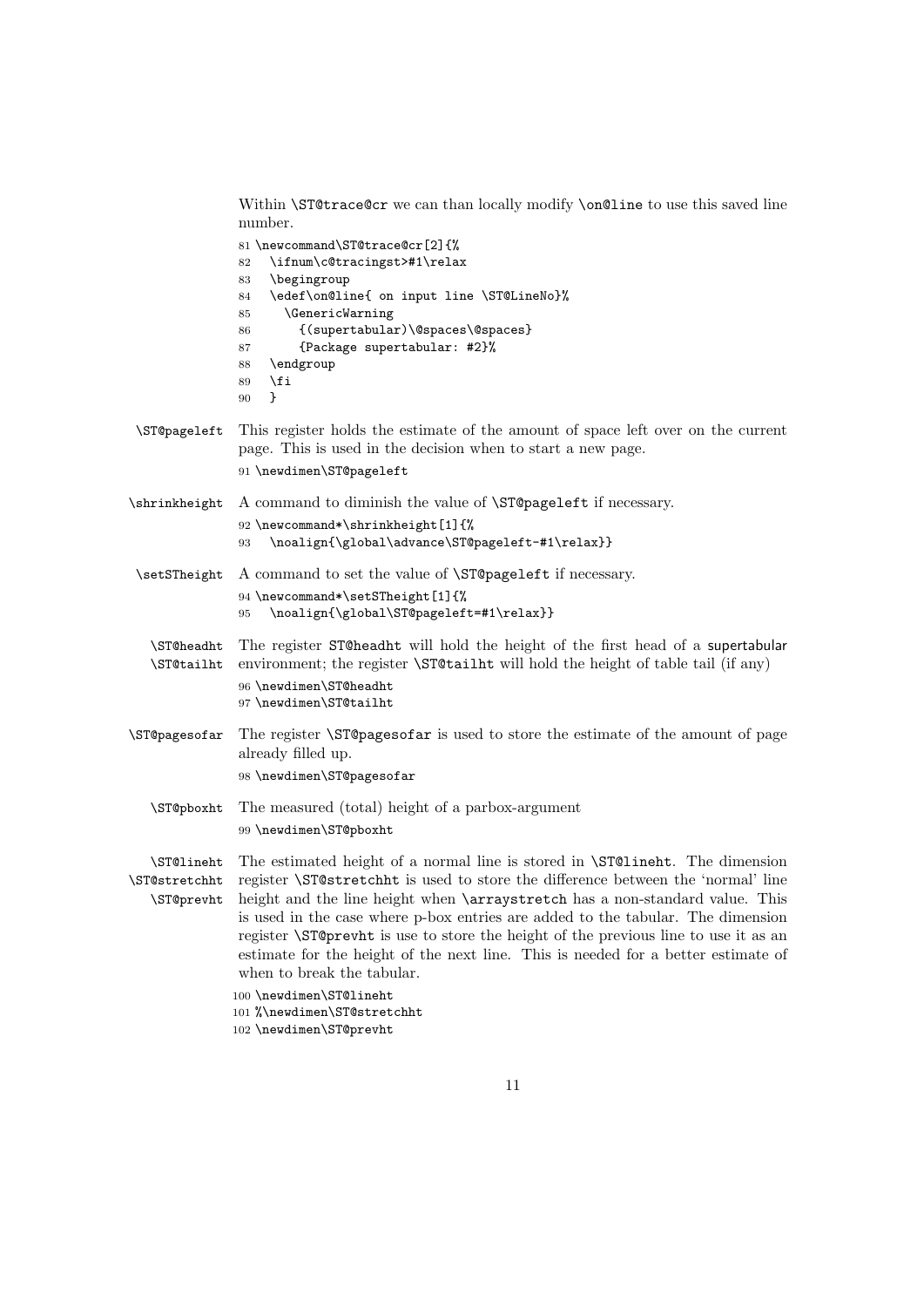Within `\ST@trace@cr` we can than locally modify `\on@line` to use this saved line number.

```
81 \newcommand\ST@trace@cr[2]{%
82   \ifnum\c@tracingst>#1\relax
83   \begingroup
84   \edef\on@line{ on input line \ST@LineNo}%
85     \GenericWarning
86       {(supertabular)\@spaces\@spaces}
87       {Package supertabular: #2}%
88   \endgroup
89   \fi
90   }
```

`\ST@pageleft` This register holds the estimate of the amount of space left over on the current page. This is used in the decision when to start a new page.

```
91 \newdimen\ST@pageleft
```

`\shrinkheight` A command to diminish the value of `\ST@pageleft` if necessary.

```
92 \newcommand*\shrinkheight[1]{%
93   \noalign{\global\advance\ST@pageleft-#1\relax}}
```

`\setSTheight` A command to set the value of `\ST@pageleft` if necessary.

```
94 \newcommand*\setSTheight[1]{%
95   \noalign{\global\ST@pageleft=#1\relax}}
```

`\ST@headht` `\ST@tailht` The register `ST@headht` will hold the height of the first head of a supertabular environment; the register `\ST@tailht` will hold the height of table tail (if any)

```
96 \newdimen\ST@headht
97 \newdimen\ST@tailht
```

`\ST@pagesofar` The register `\ST@pagesofar` is used to store the estimate of the amount of page already filled up.

```
98 \newdimen\ST@pagesofar
```

`\ST@pboxht` The measured (total) height of a parbox-argument

```
99 \newdimen\ST@pboxht
```

`\ST@lineht` `\ST@stretchht` `\ST@prevht` The estimated height of a normal line is stored in `\ST@lineht`. The dimension register `\ST@stretchht` is used to store the difference between the 'normal' line height and the line height when `\arraystretch` has a non-standard value. This is used in the case where p-box entries are added to the tabular. The dimension register `\ST@prevht` is use to store the height of the previous line to use it as an estimate for the height of the next line. This is needed for a better estimate of when to break the tabular.

```
100 \newdimen\ST@lineht
101 %\newdimen\ST@stretchht
102 \newdimen\ST@prevht
```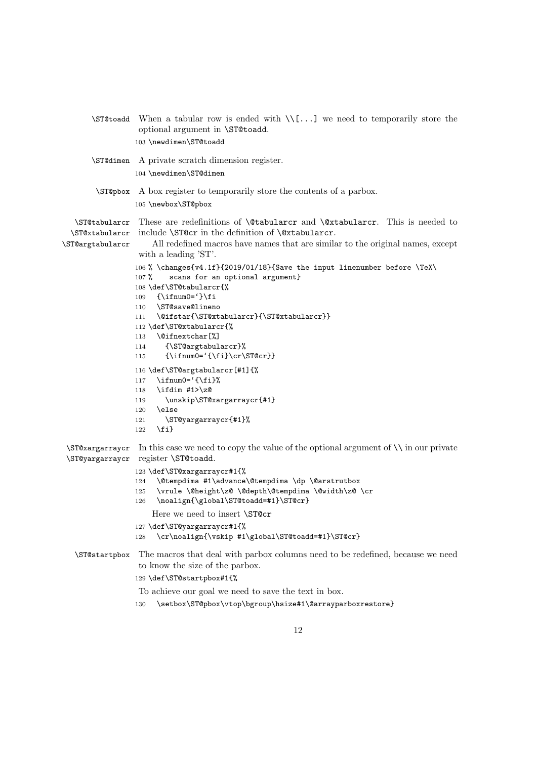`\ST@toadd` When a tabular row is ended with `\\[...]` we need to temporarily store the optional argument in `\ST@toadd`.

```
103 \newdimen\ST@toadd
```

`\ST@dimen` A private scratch dimension register.

```
104 \newdimen\ST@dimen
```

`\ST@pbox` A box register to temporarily store the contents of a parbox.

```
105 \newbox\ST@pbox
```

`\ST@tabularcr` `\ST@xtabularcr` `\ST@argtabularcr` These are redefinitions of `\@tabularcr` and `\@xtabularcr`. This is needed to include `\ST@cr` in the definition of `\@xtabularcr`.

All redefined macros have names that are similar to the original names, except with a leading 'ST'.

```
106 % \changes{v4.1f}{2019/01/18}{Save the input linenumber before \TeX\
107 %    scans for an optional argument}
108 \def\ST@tabularcr{%
109   {\ifnum0=`}\fi
110   \ST@save@lineno
111   \@ifstar{\ST@xtabularcr}{\ST@xtabularcr}}
112 \def\ST@xtabularcr{%
113   \@ifnextchar[%]
114     {\ST@argtabularcr}%
115     {\ifnum0=`{\fi}\cr\ST@cr}}
116 \def\ST@argtabularcr[#1]{%
117   \ifnum0=`{\fi}%
118   \ifdim #1>\z@
119     \unskip\ST@xargarraycr{#1}
120   \else
121     \ST@yargarraycr{#1}%
122   \fi}
```

`\ST@xargarraycr` `\ST@yargarraycr` In this case we need to copy the value of the optional argument of `\\` in our private register `\ST@toadd`.

```
123 \def\ST@xargarraycr#1{%
124   \@tempdima #1\advance\@tempdima \dp \@arstrutbox
125   \vrule \@height\z@ \@depth\@tempdima \@width\z@ \cr
126   \noalign{\global\ST@toadd=#1}\ST@cr}
```

Here we need to insert `\ST@cr`

```
127 \def\ST@yargarraycr#1{%
128   \cr\noalign{\vskip #1\global\ST@toadd=#1}\ST@cr}
```

`\ST@startpbox` The macros that deal with parbox columns need to be redefined, because we need to know the size of the parbox.

```
129 \def\ST@startpbox#1{%
```

To achieve our goal we need to save the text in box.

```
130   \setbox\ST@pbox\vtop\bgroup\hsize#1\@arrayparboxrestore}
```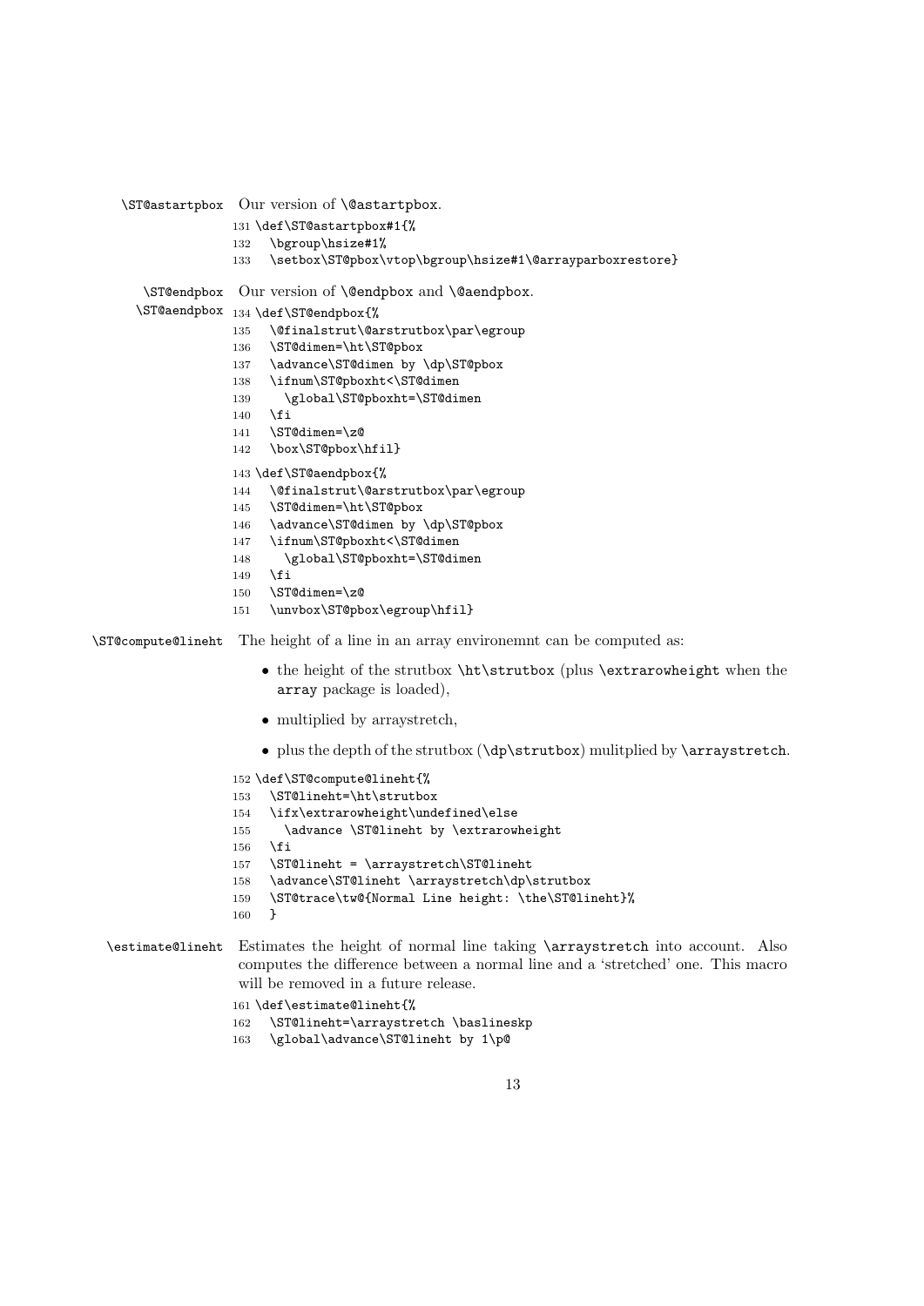**\ST@astartpbox** Our version of \@astartpbox.

```
131 \def\ST@astartpbox#1{%
132   \bgroup\hsize#1%
133   \setbox\ST@pbox\vtop\bgroup\hsize#1\@arrayparboxrestore}
```

**\ST@endpbox** **\ST@aendpbox** Our version of \@endpbox and \@aendpbox.

```
134 \def\ST@endpbox{%
135   \@finalstrut\@arstrutbox\par\egroup
136   \ST@dimen=\ht\ST@pbox
137   \advance\ST@dimen by \dp\ST@pbox
138   \ifnum\ST@pboxht<\ST@dimen
139     \global\ST@pboxht=\ST@dimen
140   \fi
141   \ST@dimen=\z@
142   \box\ST@pbox\hfil}
143 \def\ST@aendpbox{%
144   \@finalstrut\@arstrutbox\par\egroup
145   \ST@dimen=\ht\ST@pbox
146   \advance\ST@dimen by \dp\ST@pbox
147   \ifnum\ST@pboxht<\ST@dimen
148     \global\ST@pboxht=\ST@dimen
149   \fi
150   \ST@dimen=\z@
151   \unvbox\ST@pbox\egroup\hfil}
```

**\ST@compute@lineht** The height of a line in an array environemnt can be computed as:

- the height of the strutbox \ht\strutbox (plus \extrarowheight when the array package is loaded),
- multiplied by arraystretch,
- plus the depth of the strutbox (\dp\strutbox) mulitplied by \arraystretch.

```
152 \def\ST@compute@lineht{%
153   \ST@lineht=\ht\strutbox
154   \ifx\extrarowheight\undefined\else
155     \advance \ST@lineht by \extrarowheight
156   \fi
157   \ST@lineht = \arraystretch\ST@lineht
158   \advance\ST@lineht \arraystretch\dp\strutbox
159   \ST@trace\tw@{Normal Line height: \the\ST@lineht}%
160   }
```

**\estimate@lineht** Estimates the height of normal line taking \arraystretch into account. Also computes the difference between a normal line and a 'stretched' one. This macro will be removed in a future release.

```
161 \def\estimate@lineht{%
162   \ST@lineht=\arraystretch \baslineskp
163   \global\advance\ST@lineht by 1\p@
```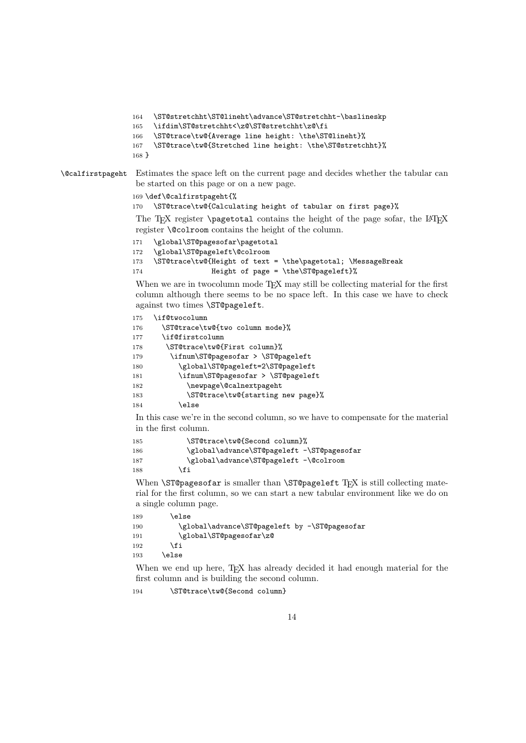```
164   \ST@stretchht\ST@lineht\advance\ST@stretchht-\baslineskp
165   \ifdim\ST@stretchht<\z@\ST@stretchht\z@\fi
166   \ST@trace\tw@{Average line height: \the\ST@lineht}%
167   \ST@trace\tw@{Stretched line height: \the\ST@stretchht}%
168 }
```

**\@calfirstpageht** Estimates the space left on the current page and decides whether the tabular can be started on this page or on a new page.

```
169 \def\@calfirstpageht{%
170   \ST@trace\tw@{Calculating height of tabular on first page}%
```

The TeX register `\pagetotal` contains the height of the page sofar, the LaTeX register `\@colroom` contains the height of the column.

```
171   \global\ST@pagesofar\pagetotal
172   \global\ST@pageleft\@colroom
173   \ST@trace\tw@{Height of text = \the\pagetotal; \MessageBreak
174                 Height of page = \the\ST@pageleft}%
```

When we are in twocolumn mode TeX may still be collecting material for the first column although there seems to be no space left. In this case we have to check against two times `\ST@pageleft`.

```
175   \if@twocolumn
176     \ST@trace\tw@{two column mode}%
177     \if@firstcolumn
178      \ST@trace\tw@{First column}%
179       \ifnum\ST@pagesofar > \ST@pageleft
180         \global\ST@pageleft=2\ST@pageleft
181         \ifnum\ST@pagesofar > \ST@pageleft
182           \newpage\@calnextpageht
183           \ST@trace\tw@{starting new page}%
184         \else
```

In this case we're in the second column, so we have to compensate for the material in the first column.

```
185           \ST@trace\tw@{Second column}%
186           \global\advance\ST@pageleft -\ST@pagesofar
187           \global\advance\ST@pageleft -\@colroom
188         \fi
```

When `\ST@pagesofar` is smaller than `\ST@pageleft` TeX is still collecting material for the first column, so we can start a new tabular environment like we do on a single column page.

```
189       \else
190         \global\advance\ST@pageleft by -\ST@pagesofar
191         \global\ST@pagesofar\z@
192       \fi
193     \else
```

When we end up here, TeX has already decided it had enough material for the first column and is building the second column.

```
194       \ST@trace\tw@{Second column}
```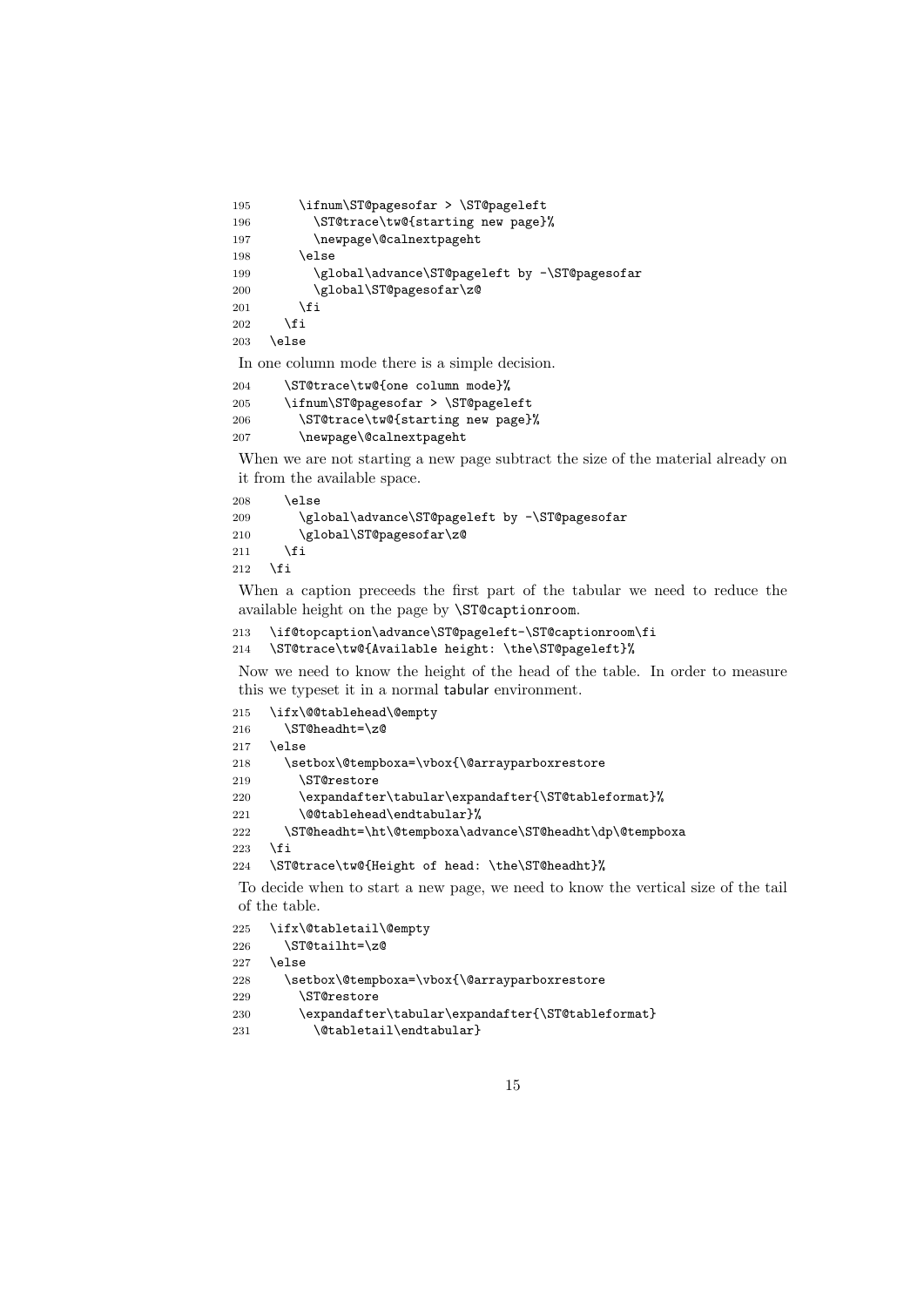```
195       \ifnum\ST@pagesofar > \ST@pageleft
196         \ST@trace\tw@{starting new page}%
197         \newpage\@calnextpageht
198       \else
199         \global\advance\ST@pageleft by -\ST@pagesofar
200         \global\ST@pagesofar\z@
201       \fi
202     \fi
203   \else
```

In one column mode there is a simple decision.

```
204     \ST@trace\tw@{one column mode}%
205     \ifnum\ST@pagesofar > \ST@pageleft
206       \ST@trace\tw@{starting new page}%
207       \newpage\@calnextpageht
```

When we are not starting a new page subtract the size of the material already on it from the available space.

```
208     \else
209       \global\advance\ST@pageleft by -\ST@pagesofar
210       \global\ST@pagesofar\z@
211     \fi
212   \fi
```

When a caption preceeds the first part of the tabular we need to reduce the available height on the page by `\ST@captionroom`.

```
213   \if@topcaption\advance\ST@pageleft-\ST@captionroom\fi
214   \ST@trace\tw@{Available height: \the\ST@pageleft}%
```

Now we need to know the height of the head of the table. In order to measure this we typeset it in a normal tabular environment.

```
215   \ifx\@@tablehead\@empty
216     \ST@headht=\z@
217   \else
218     \setbox\@tempboxa=\vbox{\@arrayparboxrestore
219       \ST@restore
220       \expandafter\tabular\expandafter{\ST@tableformat}%
221       \@@tablehead\endtabular}%
222     \ST@headht=\ht\@tempboxa\advance\ST@headht\dp\@tempboxa
223   \fi
224   \ST@trace\tw@{Height of head: \the\ST@headht}%
```

To decide when to start a new page, we need to know the vertical size of the tail of the table.

```
225   \ifx\@tabletail\@empty
226     \ST@tailht=\z@
227   \else
228     \setbox\@tempboxa=\vbox{\@arrayparboxrestore
229       \ST@restore
230       \expandafter\tabular\expandafter{\ST@tableformat}
231         \@tabletail\endtabular}
```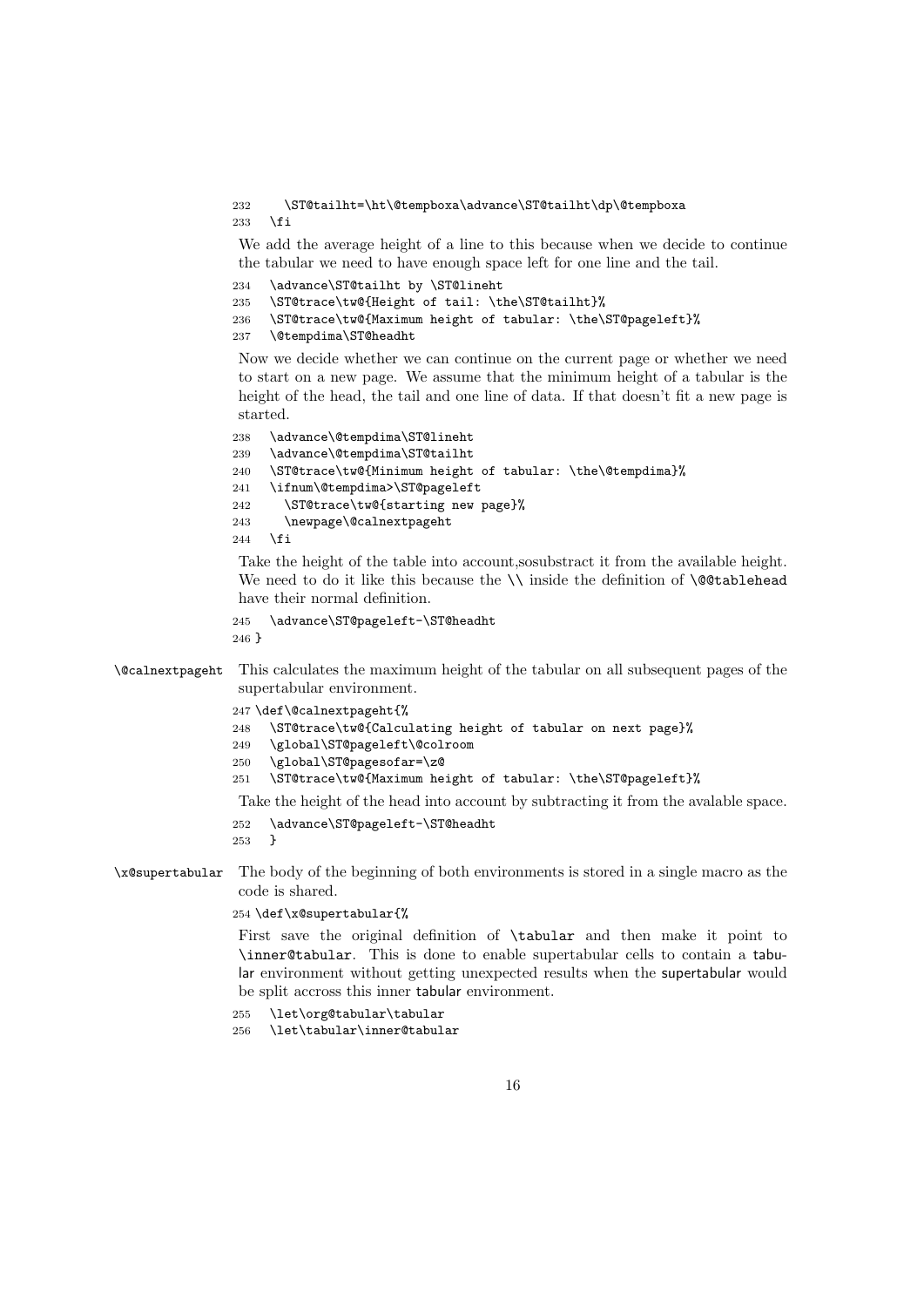```
232     \ST@tailht=\ht\@tempboxa\advance\ST@tailht\dp\@tempboxa
233   \fi
```

We add the average height of a line to this because when we decide to continue the tabular we need to have enough space left for one line and the tail.

```
234   \advance\ST@tailht by \ST@lineht
235   \ST@trace\tw@{Height of tail: \the\ST@tailht}%
236   \ST@trace\tw@{Maximum height of tabular: \the\ST@pageleft}%
237   \@tempdima\ST@headht
```

Now we decide whether we can continue on the current page or whether we need to start on a new page. We assume that the minimum height of a tabular is the height of the head, the tail and one line of data. If that doesn't fit a new page is started.

```
238   \advance\@tempdima\ST@lineht
239   \advance\@tempdima\ST@tailht
240   \ST@trace\tw@{Minimum height of tabular: \the\@tempdima}%
241   \ifnum\@tempdima>\ST@pageleft
242     \ST@trace\tw@{starting new page}%
243     \newpage\@calnextpageht
244   \fi
```

Take the height of the table into account,sosubstract it from the available height. We need to do it like this because the `\\` inside the definition of `\@@tablehead` have their normal definition.

```
245   \advance\ST@pageleft-\ST@headht
246 }
```

`\@calnextpageht` This calculates the maximum height of the tabular on all subsequent pages of the supertabular environment.

```
247 \def\@calnextpageht{%
248   \ST@trace\tw@{Calculating height of tabular on next page}%
249   \global\ST@pageleft\@colroom
250   \global\ST@pagesofar=\z@
251   \ST@trace\tw@{Maximum height of tabular: \the\ST@pageleft}%
```

Take the height of the head into account by subtracting it from the avalable space.

```
252   \advance\ST@pageleft-\ST@headht
253   }
```

`\x@supertabular` The body of the beginning of both environments is stored in a single macro as the code is shared.

```
254 \def\x@supertabular{%
```

First save the original definition of `\tabular` and then make it point to `\inner@tabular`. This is done to enable supertabular cells to contain a tabular environment without getting unexpected results when the supertabular would be split accross this inner tabular environment.

```
255   \let\org@tabular\tabular
256   \let\tabular\inner@tabular
```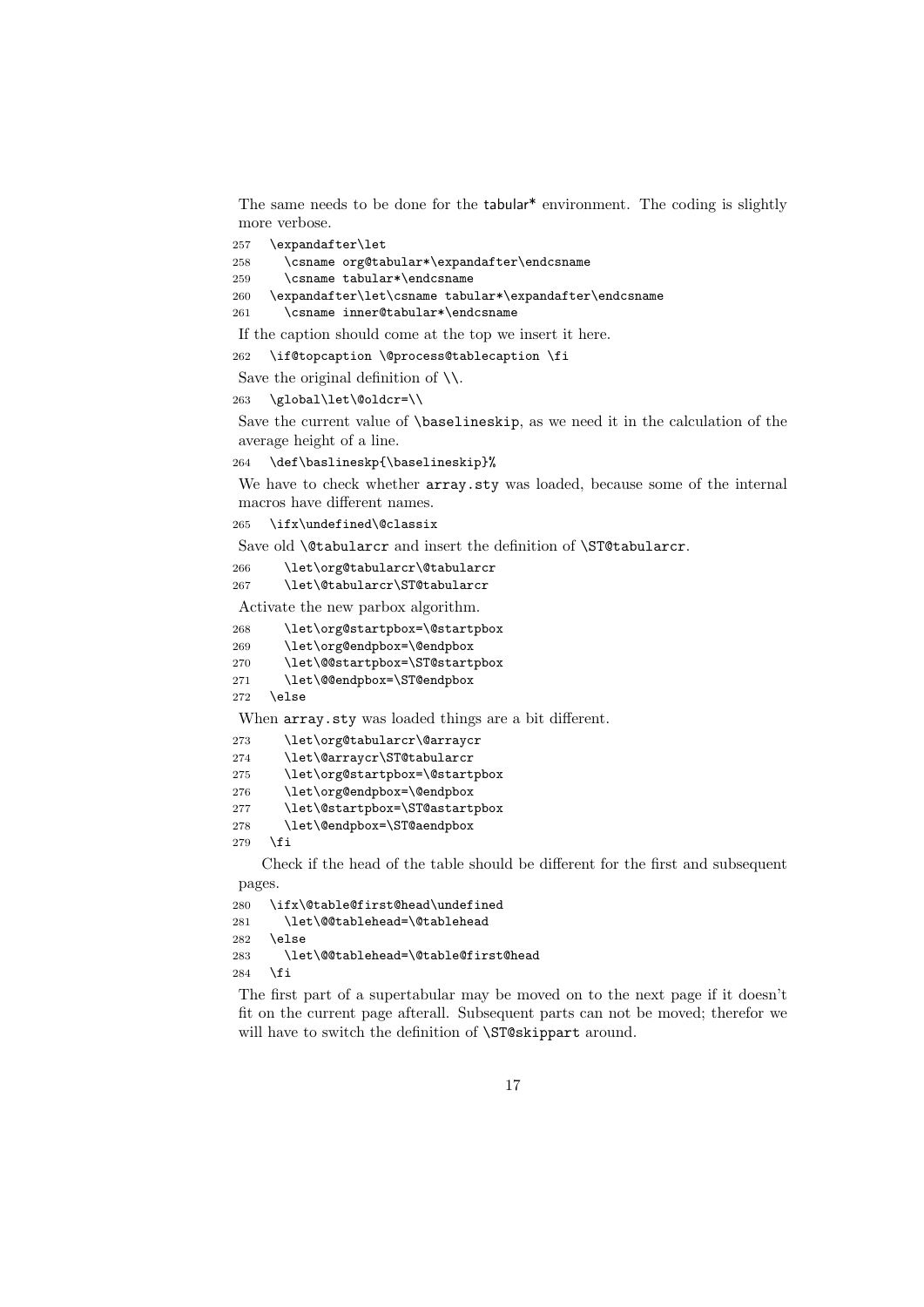The same needs to be done for the tabular* environment. The coding is slightly more verbose.

```
257   \expandafter\let
258     \csname org@tabular*\expandafter\endcsname
259     \csname tabular*\endcsname
260   \expandafter\let\csname tabular*\expandafter\endcsname
261     \csname inner@tabular*\endcsname
```

If the caption should come at the top we insert it here.

```
262   \if@topcaption \@process@tablecaption \fi
```

Save the original definition of `\\`.

```
263   \global\let\@oldcr=\\
```

Save the current value of `\baselineskip`, as we need it in the calculation of the average height of a line.

```
264   \def\baslineskp{\baselineskip}%
```

We have to check whether `array.sty` was loaded, because some of the internal macros have different names.

```
265   \ifx\undefined\@classix
```

Save old `\@tabularcr` and insert the definition of `\ST@tabularcr`.

```
266     \let\org@tabularcr\@tabularcr
267     \let\@tabularcr\ST@tabularcr
```

Activate the new parbox algorithm.

```
268     \let\org@startpbox=\@startpbox
269     \let\org@endpbox=\@endpbox
270     \let\@@startpbox=\ST@startpbox
271     \let\@@endpbox=\ST@endpbox
272   \else
```

When `array.sty` was loaded things are a bit different.

```
273     \let\org@tabularcr\@arraycr
274     \let\@arraycr\ST@tabularcr
275     \let\org@startpbox=\@startpbox
276     \let\org@endpbox=\@endpbox
277     \let\@startpbox=\ST@astartpbox
278     \let\@endpbox=\ST@aendpbox
279   \fi
```

Check if the head of the table should be different for the first and subsequent pages.

```
280   \ifx\@table@first@head\undefined
281     \let\@@tablehead=\@tablehead
282   \else
283     \let\@@tablehead=\@table@first@head
284   \fi
```

The first part of a supertabular may be moved on to the next page if it doesn't fit on the current page afterall. Subsequent parts can not be moved; therefor we will have to switch the definition of `\ST@skippart` around.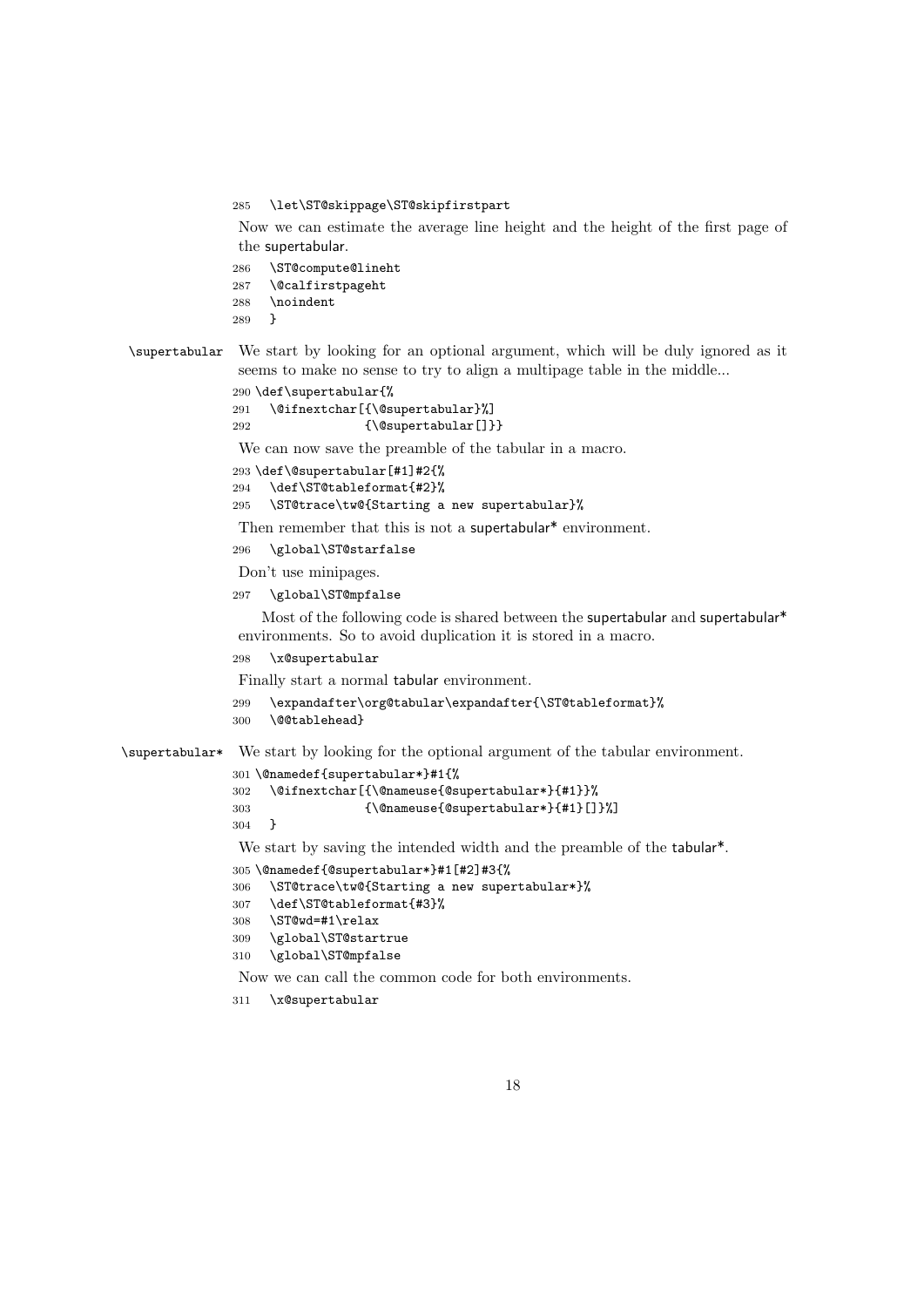```
285   \let\ST@skippage\ST@skipfirstpart
```

Now we can estimate the average line height and the height of the first page of the supertabular.

```
286   \ST@compute@lineht
287   \@calfirstpageht
288   \noindent
289   }
```

\supertabular We start by looking for an optional argument, which will be duly ignored as it seems to make no sense to try to align a multipage table in the middle...

```
290 \def\supertabular{%
291   \@ifnextchar[{\@supertabular}%]
292                {\@supertabular[]}}
```

We can now save the preamble of the tabular in a macro.

```
293 \def\@supertabular[#1]#2{%
294   \def\ST@tableformat{#2}%
295   \ST@trace\tw@{Starting a new supertabular}%
```

Then remember that this is not a supertabular* environment.

```
296   \global\ST@starfalse
```

Don't use minipages.

```
297   \global\ST@mpfalse
```

Most of the following code is shared between the supertabular and supertabular* environments. So to avoid duplication it is stored in a macro.

```
298   \x@supertabular
```

Finally start a normal tabular environment.

```
299   \expandafter\org@tabular\expandafter{\ST@tableformat}%
300   \@@tablehead}
```

\supertabular* We start by looking for the optional argument of the tabular environment.

```
301 \@namedef{supertabular*}#1{%
302   \@ifnextchar[{\@nameuse{@supertabular*}{#1}}%
303                {\@nameuse{@supertabular*}{#1}[]}%]
304   }
```

We start by saving the intended width and the preamble of the tabular*.

```
305 \@namedef{@supertabular*}#1[#2]#3{%
306   \ST@trace\tw@{Starting a new supertabular*}%
307   \def\ST@tableformat{#3}%
308   \ST@wd=#1\relax
309   \global\ST@startrue
310   \global\ST@mpfalse
```

Now we can call the common code for both environments.

```
311   \x@supertabular
```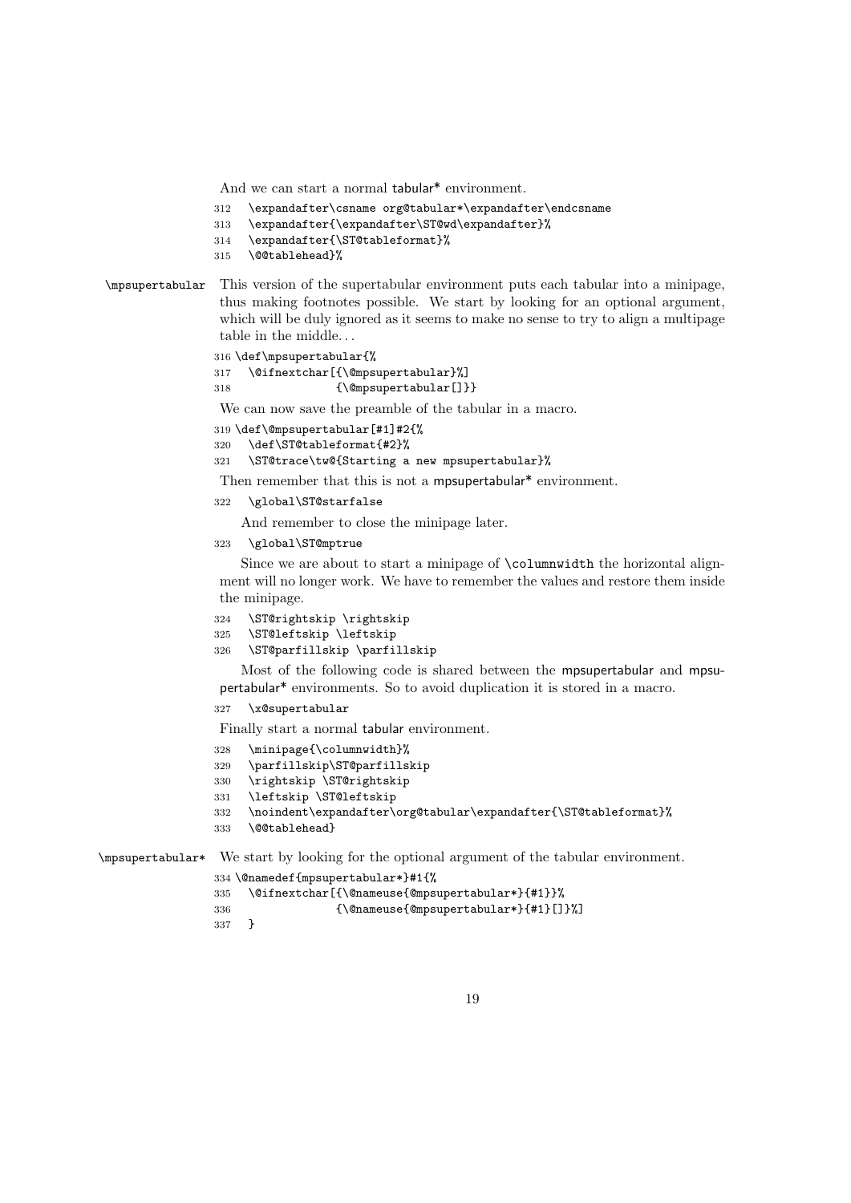And we can start a normal tabular* environment.

```
312   \expandafter\csname org@tabular*\expandafter\endcsname
313   \expandafter{\expandafter\ST@wd\expandafter}%
314   \expandafter{\ST@tableformat}%
315   \@@tablehead}%
```

`\mpsupertabular` This version of the supertabular environment puts each tabular into a minipage, thus making footnotes possible. We start by looking for an optional argument, which will be duly ignored as it seems to make no sense to try to align a multipage table in the middle...

```
316 \def\mpsupertabular{%
317   \@ifnextchar[{\@mpsupertabular}%]
318                {\@mpsupertabular[]}}
```

We can now save the preamble of the tabular in a macro.

```
319 \def\@mpsupertabular[#1]#2{%
320   \def\ST@tableformat{#2}%
321   \ST@trace\tw@{Starting a new mpsupertabular}%
```

Then remember that this is not a mpsupertabular* environment.

```
322   \global\ST@starfalse
```

And remember to close the minipage later.

```
323   \global\ST@mptrue
```

Since we are about to start a minipage of `\columnwidth` the horizontal alignment will no longer work. We have to remember the values and restore them inside the minipage.

```
324   \ST@rightskip \rightskip
325   \ST@leftskip \leftskip
326   \ST@parfillskip \parfillskip
```

Most of the following code is shared between the mpsupertabular and mpsupertabular* environments. So to avoid duplication it is stored in a macro.

```
327   \x@supertabular
```

Finally start a normal tabular environment.

```
328   \minipage{\columnwidth}%
329   \parfillskip\ST@parfillskip
330   \rightskip \ST@rightskip
331   \leftskip \ST@leftskip
332   \noindent\expandafter\org@tabular\expandafter{\ST@tableformat}%
333   \@@tablehead}
```

`\mpsupertabular*` We start by looking for the optional argument of the tabular environment.

```
334 \@namedef{mpsupertabular*}#1{%
335   \@ifnextchar[{\@nameuse{@mpsupertabular*}{#1}}%
336                {\@nameuse{@mpsupertabular*}{#1}[]}%]
337   }
```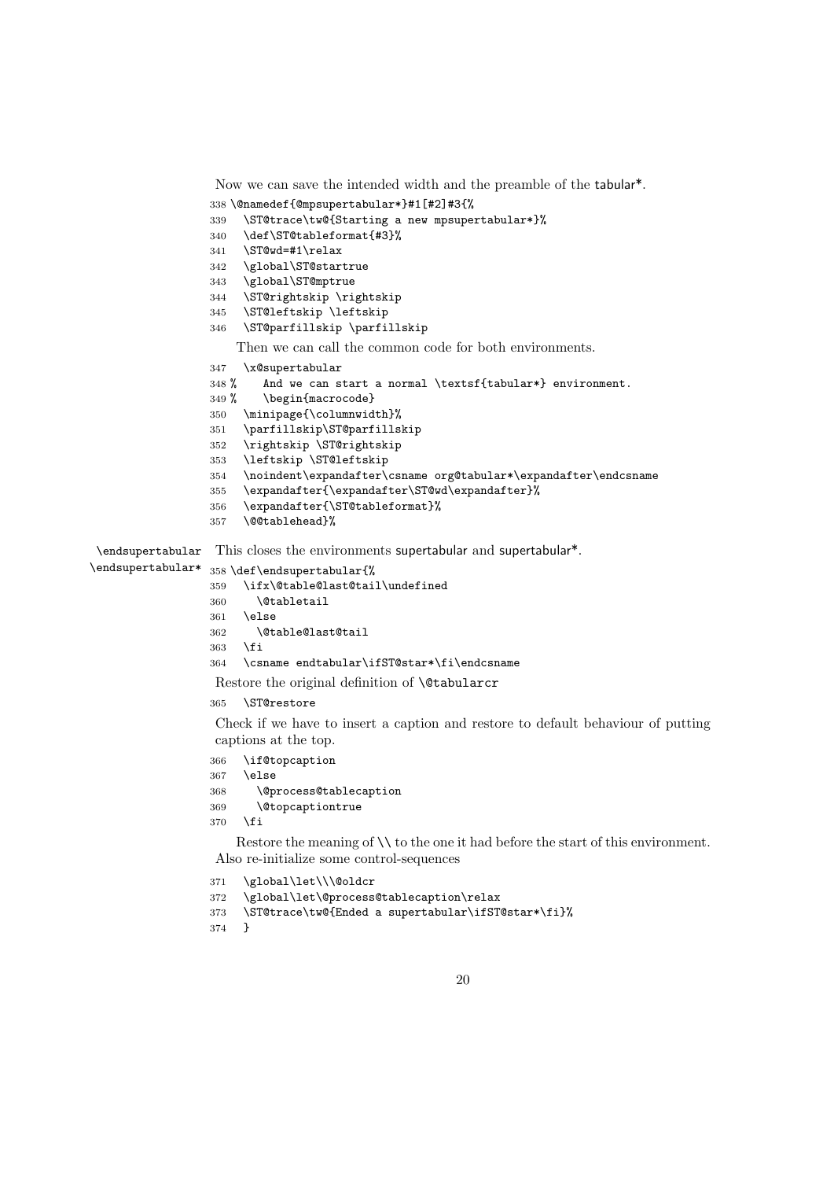Now we can save the intended width and the preamble of the tabular*.

```
338 \@namedef{@mpsupertabular*}#1[#2]#3{%
339   \ST@trace\tw@{Starting a new mpsupertabular*}%
340   \def\ST@tableformat{#3}%
341   \ST@wd=#1\relax
342   \global\ST@starttrue
343   \global\ST@mptrue
344   \ST@rightskip \rightskip
345   \ST@leftskip \leftskip
346   \ST@parfillskip \parfillskip
```

Then we can call the common code for both environments.

```
347   \x@supertabular
348 %    And we can start a normal \textsf{tabular*} environment.
349 %    \begin{macrocode}
350   \minipage{\columnwidth}%
351   \parfillskip\ST@parfillskip
352   \rightskip \ST@rightskip
353   \leftskip \ST@leftskip
354   \noindent\expandafter\csname org@tabular*\expandafter\endcsname
355   \expandafter{\expandafter\ST@wd\expandafter}%
356   \expandafter{\ST@tableformat}%
357   \@@tablehead}%
```

\endsupertabular \endsupertabular*

This closes the environments supertabular and supertabular*.

```
358 \def\endsupertabular{%
359   \ifx\@table@last@tail\undefined
360     \@tabletail
361   \else
362     \@table@last@tail
363   \fi
364   \csname endtabular\ifST@star*\fi\endcsname
```

Restore the original definition of `\@tabularcr`

```
365   \ST@restore
```

Check if we have to insert a caption and restore to default behaviour of putting captions at the top.

```
366   \if@topcaption
367   \else
368     \@process@tablecaption
369     \@topcaptiontrue
370   \fi
```

Restore the meaning of `\\` to the one it had before the start of this environment. Also re-initialize some control-sequences

```
371   \global\let\\\@oldcr
372   \global\let\@process@tablecaption\relax
373   \ST@trace\tw@{Ended a supertabular\ifST@star*\fi}%
374   }
```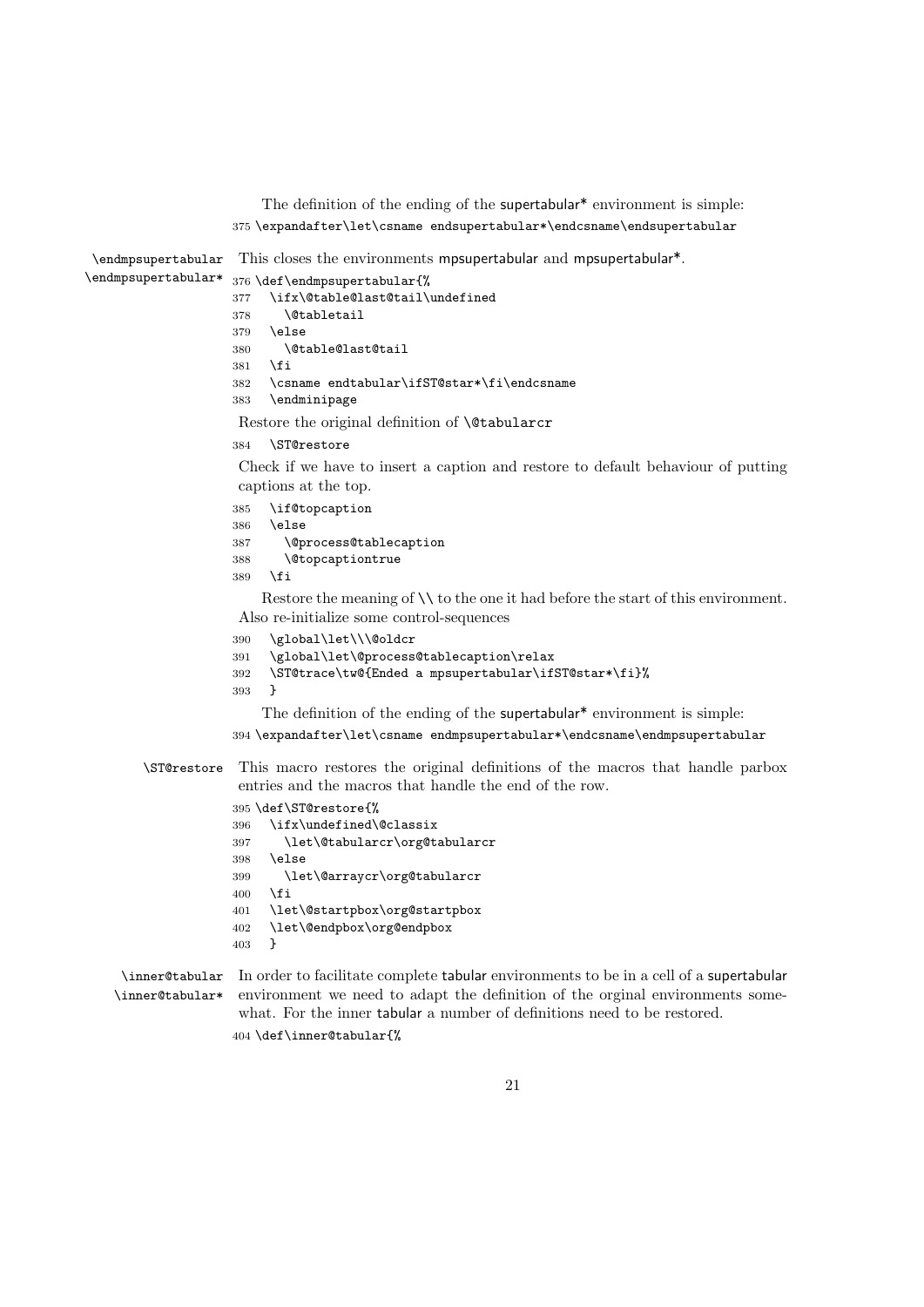The definition of the ending of the supertabular* environment is simple:

```
375 \expandafter\let\csname endsupertabular*\endcsname\endsupertabular
```

\endmpsupertabular
\endmpsupertabular*

This closes the environments mpsupertabular and mpsupertabular*.

```
376 \def\endmpsupertabular{%
377   \ifx\@table@last@tail\undefined
378     \@tabletail
379   \else
380     \@table@last@tail
381   \fi
382   \csname endtabular\ifST@star*\fi\endcsname
383   \endminipage
```

Restore the original definition of \@tabularcr

```
384   \ST@restore
```

Check if we have to insert a caption and restore to default behaviour of putting captions at the top.

```
385   \if@topcaption
386   \else
387     \@process@tablecaption
388     \@topcaptiontrue
389   \fi
```

Restore the meaning of \\ to the one it had before the start of this environment. Also re-initialize some control-sequences

```
390   \global\let\\\@oldcr
391   \global\let\@process@tablecaption\relax
392   \ST@trace\tw@{Ended a mpsupertabular\ifST@star*\fi}%
393   }
```

The definition of the ending of the supertabular* environment is simple:

```
394 \expandafter\let\csname endmpsupertabular*\endcsname\endmpsupertabular
```

\ST@restore

This macro restores the original definitions of the macros that handle parbox entries and the macros that handle the end of the row.

```
395 \def\ST@restore{%
396   \ifx\undefined\@classix
397     \let\@tabularcr\org@tabularcr
398   \else
399     \let\@arraycr\org@tabularcr
400   \fi
401   \let\@startpbox\org@startpbox
402   \let\@endpbox\org@endpbox
403   }
```

\inner@tabular
\inner@tabular*

In order to facilitate complete tabular environments to be in a cell of a supertabular environment we need to adapt the definition of the orginal environments somewhat. For the inner tabular a number of definitions need to be restored.

```
404 \def\inner@tabular{%
```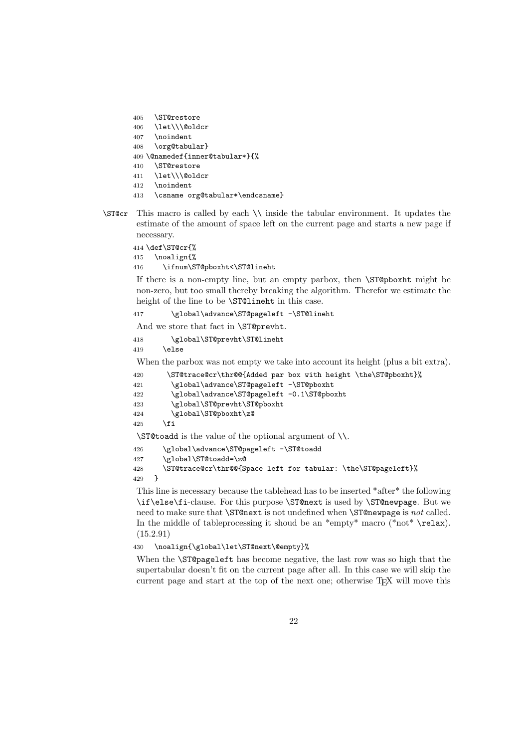```
405   \ST@restore
406   \let\\\@oldcr
407   \noindent
408   \org@tabular}
409 \@namedef{inner@tabular*}{%
410   \ST@restore
411   \let\\\@oldcr
412   \noindent
413   \csname org@tabular*\endcsname}
```

`\ST@cr` This macro is called by each `\\` inside the tabular environment. It updates the estimate of the amount of space left on the current page and starts a new page if necessary.

```
414 \def\ST@cr{%
415   \noalign{%
416     \ifnum\ST@pboxht<\ST@lineht
```

If there is a non-empty line, but an empty parbox, then `\ST@pboxht` might be non-zero, but too small thereby breaking the algorithm. Therefor we estimate the height of the line to be `\ST@lineht` in this case.

```
417       \global\advance\ST@pageleft -\ST@lineht
```

And we store that fact in `\ST@prevht`.

```
418       \global\ST@prevht\ST@lineht
419     \else
```

When the parbox was not empty we take into account its height (plus a bit extra).

```
420       \ST@trace@cr\thr@@{Added par box with height \the\ST@pboxht}%
421       \global\advance\ST@pageleft -\ST@pboxht
422       \global\advance\ST@pageleft -0.1\ST@pboxht
423       \global\ST@prevht\ST@pboxht
424       \global\ST@pboxht\z@
425     \fi
```

`\ST@toadd` is the value of the optional argument of `\\`.

```
426     \global\advance\ST@pageleft -\ST@toadd
427     \global\ST@toadd=\z@
428     \ST@trace@cr\thr@@{Space left for tabular: \the\ST@pageleft}%
429   }
```

This line is necessary because the tablehead has to be inserted \*after\* the following `\if\else\fi`-clause. For this purpose `\ST@next` is used by `\ST@newpage`. But we need to make sure that `\ST@next` is not undefined when `\ST@newpage` is *not* called. In the middle of tableprocessing it shoud be an \*empty\* macro (\*not\* `\relax`). (15.2.91)

```
430   \noalign{\global\let\ST@next\@empty}%
```

When the `\ST@pageleft` has become negative, the last row was so high that the supertabular doesn't fit on the current page after all. In this case we will skip the current page and start at the top of the next one; otherwise TEX will move this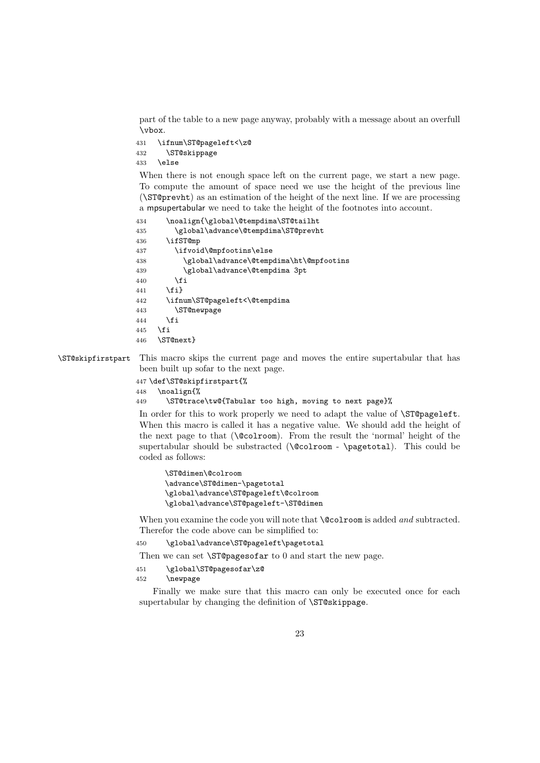part of the table to a new page anyway, probably with a message about an overfull \vbox.

```
431   \ifnum\ST@pageleft<\z@
432     \ST@skippage
433   \else
```

When there is not enough space left on the current page, we start a new page. To compute the amount of space need we use the height of the previous line (\ST@prevht) as an estimation of the height of the next line. If we are processing a mpsupertabular we need to take the height of the footnotes into account.

```
434     \noalign{\global\@tempdima\ST@tailht
435       \global\advance\@tempdima\ST@prevht
436     \ifST@mp
437       \ifvoid\@mpfootins\else
438         \global\advance\@tempdima\ht\@mpfootins
439         \global\advance\@tempdima 3pt
440       \fi
441     \fi}
442     \ifnum\ST@pageleft<\@tempdima
443       \ST@newpage
444     \fi
445   \fi
446   \ST@next}
```

\ST@skipfirstpart This macro skips the current page and moves the entire supertabular that has been built up sofar to the next page.

```
447 \def\ST@skipfirstpart{%
448   \noalign{%
449     \ST@trace\tw@{Tabular too high, moving to next page}%
```

In order for this to work properly we need to adapt the value of \ST@pageleft. When this macro is called it has a negative value. We should add the height of the next page to that (\@colroom). From the result the 'normal' height of the supertabular should be substracted (\@colroom - \pagetotal). This could be coded as follows:

```
\ST@dimen\@colroom
\advance\ST@dimen-\pagetotal
\global\advance\ST@pageleft\@colroom
\global\advance\ST@pageleft-\ST@dimen
```

When you examine the code you will note that \@colroom is added *and* subtracted. Therefor the code above can be simplified to:

```
450     \global\advance\ST@pageleft\pagetotal
```

Then we can set \ST@pagesofar to 0 and start the new page.

```
451     \global\ST@pagesofar\z@
452     \newpage
```

Finally we make sure that this macro can only be executed once for each supertabular by changing the definition of \ST@skippage.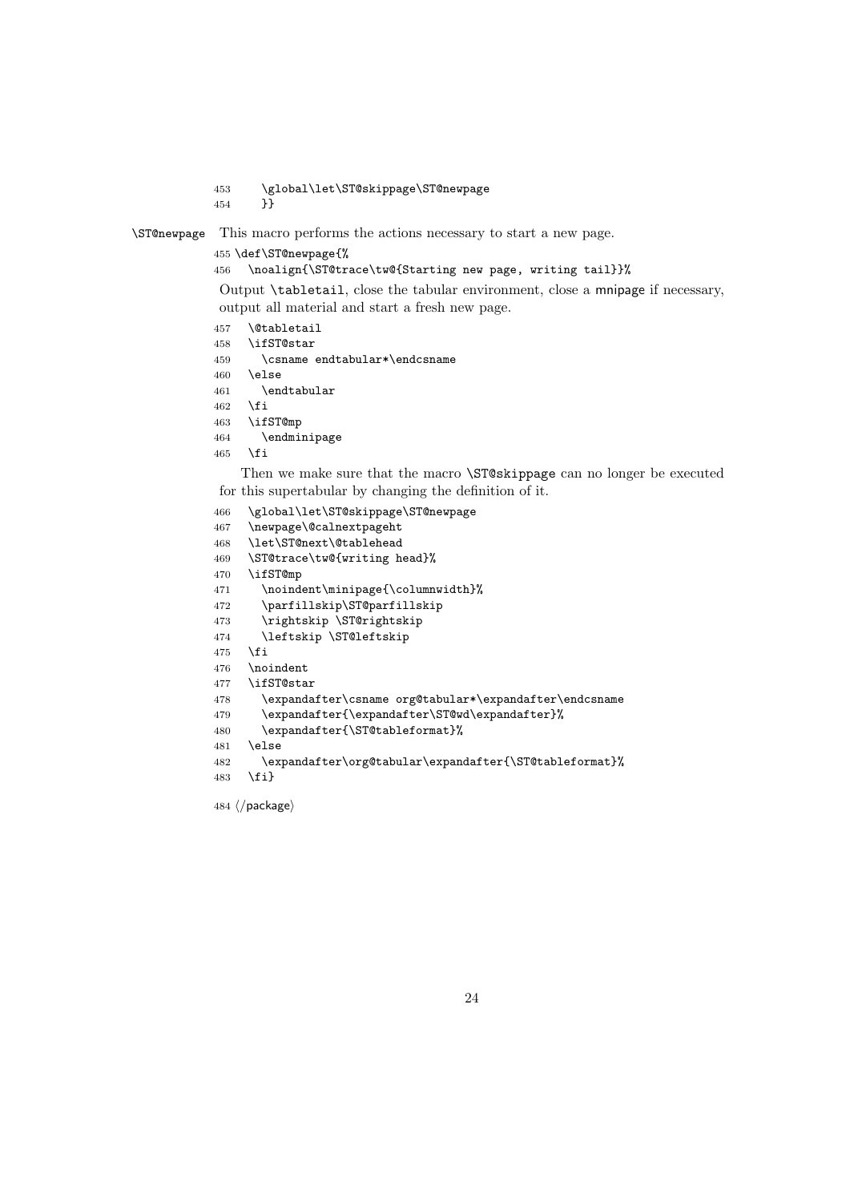```
453     \global\let\ST@skippage\ST@newpage
454     }}
```

\ST@newpage This macro performs the actions necessary to start a new page.

```
455 \def\ST@newpage{%
456   \noalign{\ST@trace\tw@{Starting new page, writing tail}}%
```

Output `\tabletail`, close the tabular environment, close a mnipage if necessary, output all material and start a fresh new page.

```
457   \@tabletail
458   \ifST@star
459     \csname endtabular*\endcsname
460   \else
461     \endtabular
462   \fi
463   \ifST@mp
464     \endminipage
465   \fi
```

Then we make sure that the macro `\ST@skippage` can no longer be executed for this supertabular by changing the definition of it.

```
466   \global\let\ST@skippage\ST@newpage
467   \newpage\@calnextpageht
468   \let\ST@next\@tablehead
469   \ST@trace\tw@{writing head}%
470   \ifST@mp
471     \noindent\minipage{\columnwidth}%
472     \parfillskip\ST@parfillskip
473     \rightskip \ST@rightskip
474     \leftskip \ST@leftskip
475   \fi
476   \noindent
477   \ifST@star
478     \expandafter\csname org@tabular*\expandafter\endcsname
479     \expandafter{\expandafter\ST@wd\expandafter}%
480     \expandafter{\ST@tableformat}%
481   \else
482     \expandafter\org@tabular\expandafter{\ST@tableformat}%
483   \fi}
```

```
484 </package>
```